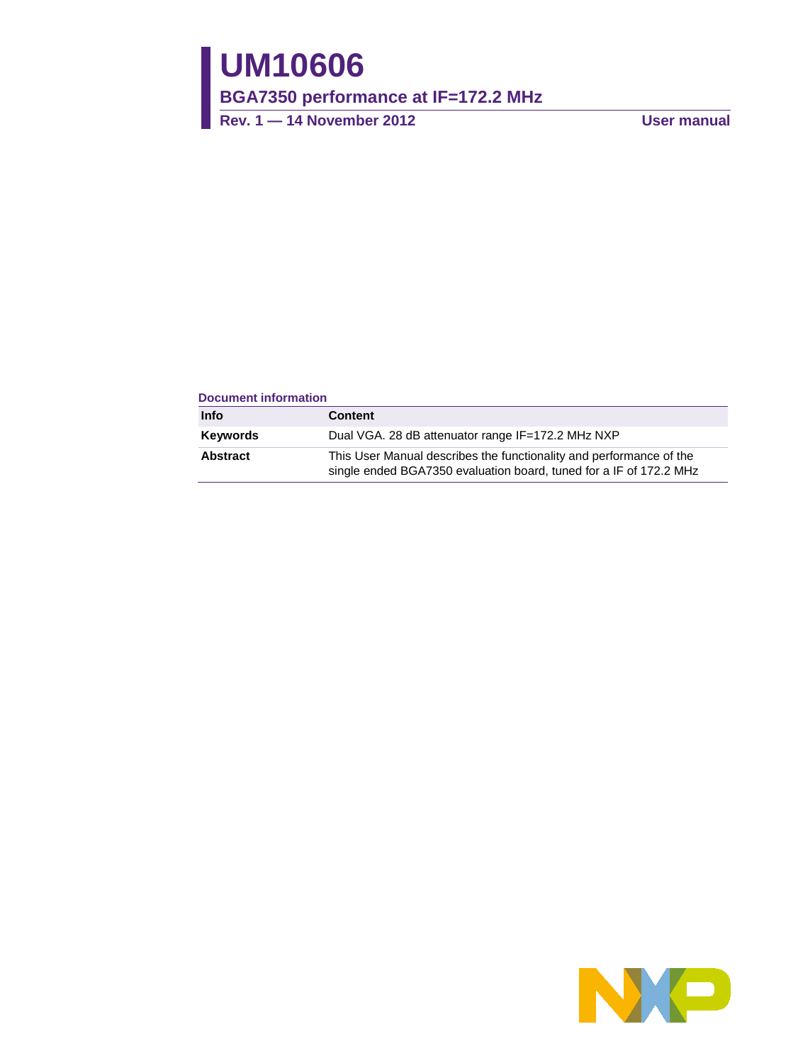# UM10606

## BGA7350 performance at IF=172.2 MHz

**Rev. 1 — 14 November 2012** **User manual**

**Document information**

| Info | Content |
| --- | --- |
| **Keywords** | Dual VGA. 28 dB attenuator range IF=172.2 MHz NXP |
| **Abstract** | This User Manual describes the functionality and performance of the single ended BGA7350 evaluation board, tuned for a IF of 172.2 MHz |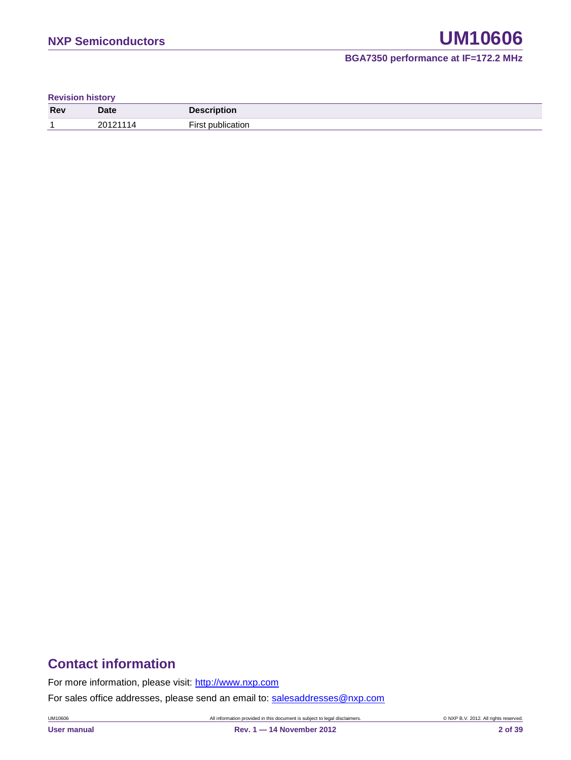**Revision history**

| Rev | Date | Description |
| --- | --- | --- |
| 1 | 20121114 | First publication |

## Contact information

For more information, please visit: http://www.nxp.com

For sales office addresses, please send an email to: salesaddresses@nxp.com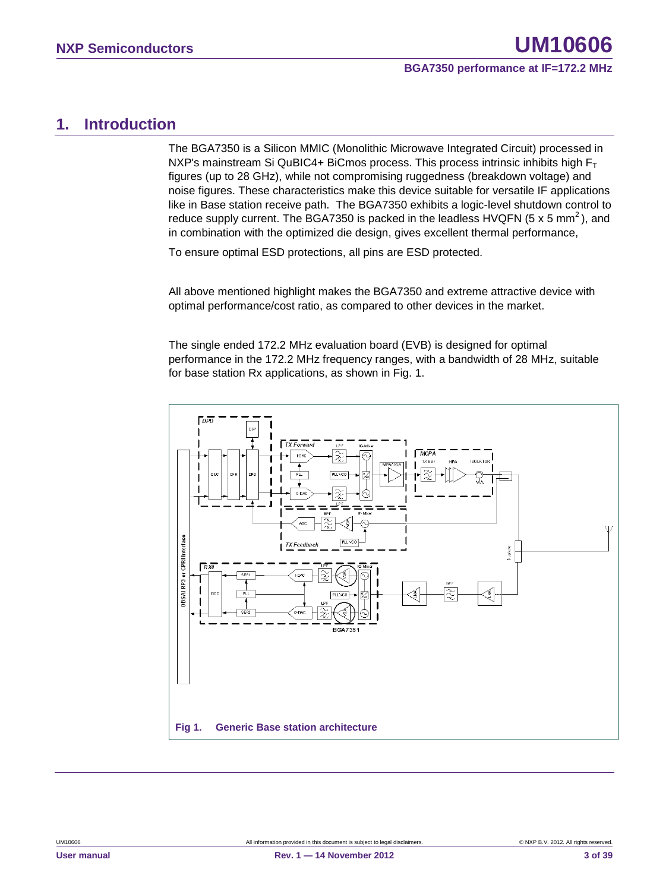# 1. Introduction

The BGA7350 is a Silicon MMIC (Monolithic Microwave Integrated Circuit) processed in NXP's mainstream Si QuBIC4+ BiCmos process. This process intrinsic inhibits high $F_T$ figures (up to 28 GHz), while not compromising ruggedness (breakdown voltage) and noise figures. These characteristics make this device suitable for versatile IF applications like in Base station receive path. The BGA7350 exhibits a logic-level shutdown control to reduce supply current. The BGA7350 is packed in the leadless HVQFN (5 x 5 $mm^2$), and in combination with the optimized die design, gives excellent thermal performance,

To ensure optimal ESD protections, all pins are ESD protected.

All above mentioned highlight makes the BGA7350 and extreme attractive device with optimal performance/cost ratio, as compared to other devices in the market.

The single ended 172.2 MHz evaluation board (EVB) is designed for optimal performance in the 172.2 MHz frequency ranges, with a bandwidth of 28 MHz, suitable for base station Rx applications, as shown in Fig. 1.

Fig 1. Generic Base station architecture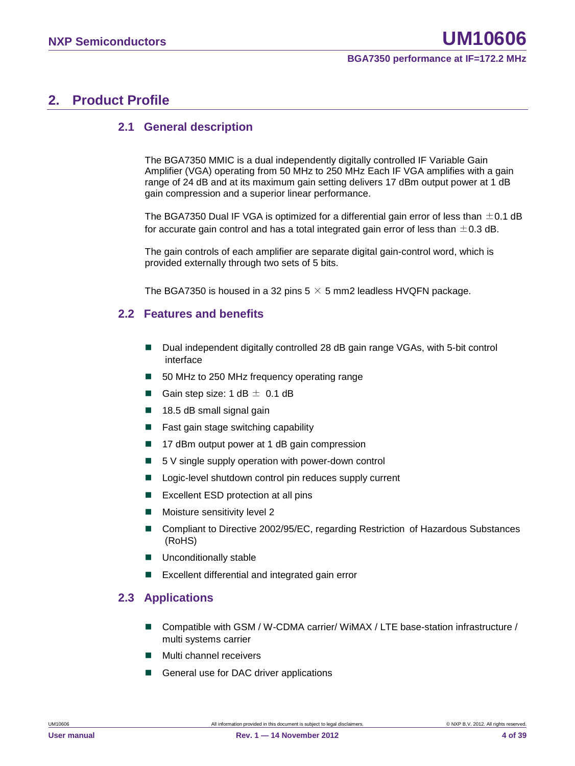## 2. Product Profile

### 2.1 General description

The BGA7350 MMIC is a dual independently digitally controlled IF Variable Gain Amplifier (VGA) operating from 50 MHz to 250 MHz Each IF VGA amplifies with a gain range of 24 dB and at its maximum gain setting delivers 17 dBm output power at 1 dB gain compression and a superior linear performance.

The BGA7350 Dual IF VGA is optimized for a differential gain error of less than ±0.1 dB for accurate gain control and has a total integrated gain error of less than ±0.3 dB.

The gain controls of each amplifier are separate digital gain-control word, which is provided externally through two sets of 5 bits.

The BGA7350 is housed in a 32 pins 5 × 5 mm2 leadless HVQFN package.

### 2.2 Features and benefits

- Dual independent digitally controlled 28 dB gain range VGAs, with 5-bit control interface
- 50 MHz to 250 MHz frequency operating range
- Gain step size: 1 dB ± 0.1 dB
- 18.5 dB small signal gain
- Fast gain stage switching capability
- 17 dBm output power at 1 dB gain compression
- 5 V single supply operation with power-down control
- Logic-level shutdown control pin reduces supply current
- Excellent ESD protection at all pins
- Moisture sensitivity level 2
- Compliant to Directive 2002/95/EC, regarding Restriction of Hazardous Substances (RoHS)
- Unconditionally stable
- Excellent differential and integrated gain error

### 2.3 Applications

- Compatible with GSM / W-CDMA carrier/ WiMAX / LTE base-station infrastructure / multi systems carrier
- Multi channel receivers
- General use for DAC driver applications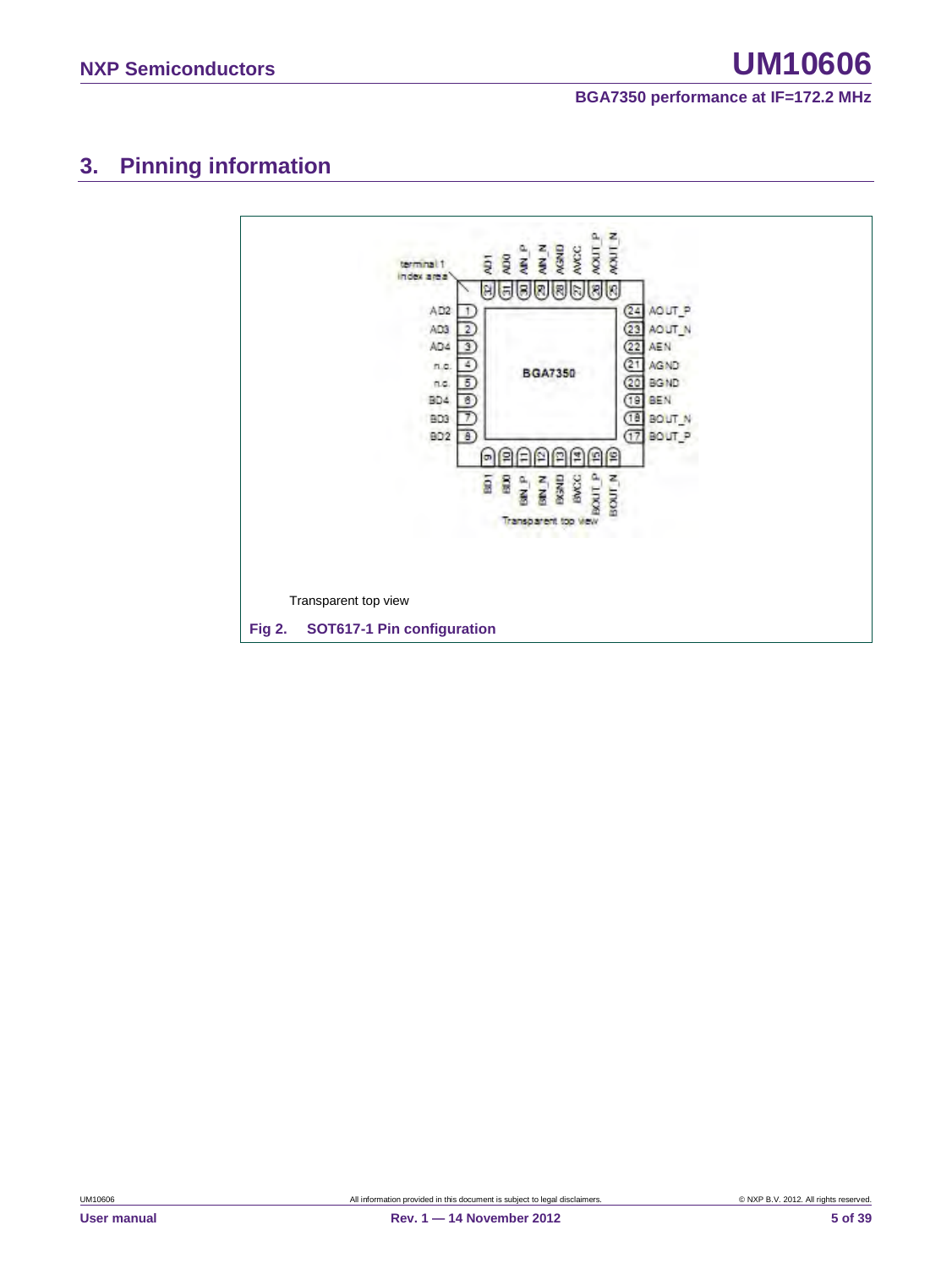## 3. Pinning information

Transparent top view

**Fig 2. SOT617-1 Pin configuration**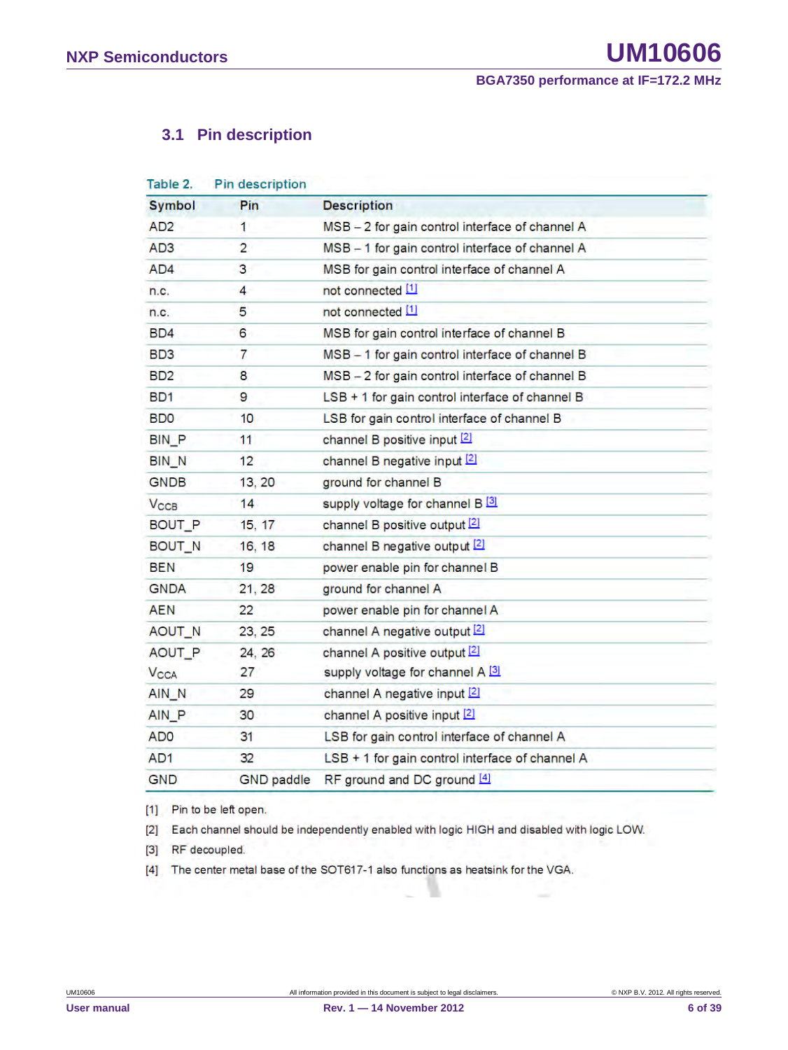### 3.1 Pin description

Table 2. Pin description

| Symbol | Pin | Description |
|---|---|---|
| AD2 | 1 | MSB – 2 for gain control interface of channel A |
| AD3 | 2 | MSB – 1 for gain control interface of channel A |
| AD4 | 3 | MSB for gain control interface of channel A |
| n.c. | 4 | not connected [1] |
| n.c. | 5 | not connected [1] |
| BD4 | 6 | MSB for gain control interface of channel B |
| BD3 | 7 | MSB – 1 for gain control interface of channel B |
| BD2 | 8 | MSB – 2 for gain control interface of channel B |
| BD1 | 9 | LSB + 1 for gain control interface of channel B |
| BD0 | 10 | LSB for gain control interface of channel B |
| BIN_P | 11 | channel B positive input [2] |
| BIN_N | 12 | channel B negative input [2] |
| GNDB | 13, 20 | ground for channel B |
| $V_{CCB}$ | 14 | supply voltage for channel B [3] |
| BOUT_P | 15, 17 | channel B positive output [2] |
| BOUT_N | 16, 18 | channel B negative output [2] |
| BEN | 19 | power enable pin for channel B |
| GNDA | 21, 28 | ground for channel A |
| AEN | 22 | power enable pin for channel A |
| AOUT_N | 23, 25 | channel A negative output [2] |
| AOUT_P | 24, 26 | channel A positive output [2] |
| $V_{CCA}$ | 27 | supply voltage for channel A [3] |
| AIN_N | 29 | channel A negative input [2] |
| AIN_P | 30 | channel A positive input [2] |
| AD0 | 31 | LSB for gain control interface of channel A |
| AD1 | 32 | LSB + 1 for gain control interface of channel A |
| GND | GND paddle | RF ground and DC ground [4] |

[1] Pin to be left open.

[2] Each channel should be independently enabled with logic HIGH and disabled with logic LOW.

[3] RF decoupled.

[4] The center metal base of the SOT617-1 also functions as heatsink for the VGA.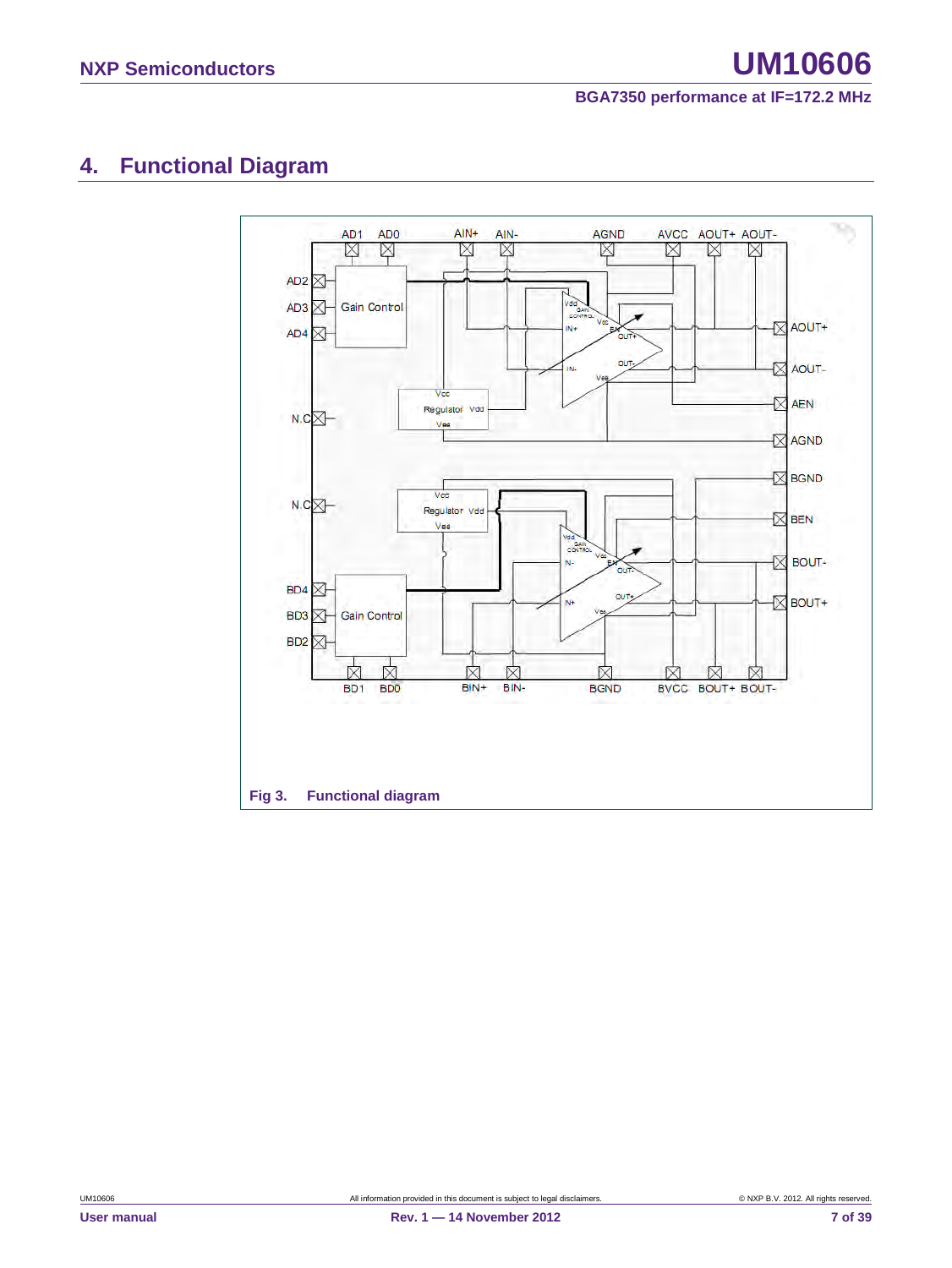## 4. Functional Diagram

Fig 3. Functional diagram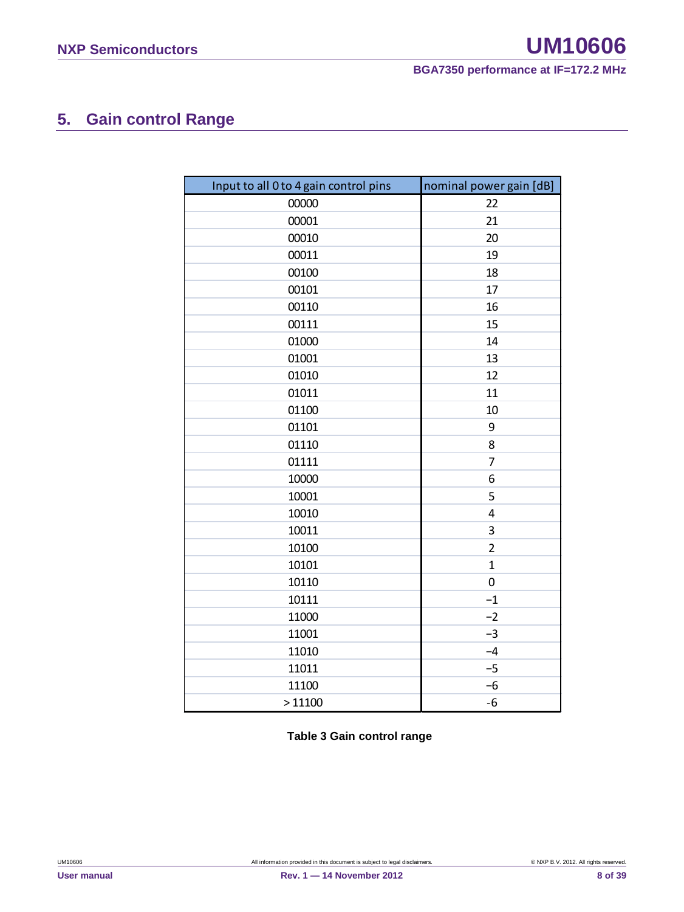## 5. Gain control Range

| Input to all 0 to 4 gain control pins | nominal power gain [dB] |
|---|---|
| 00000 | 22 |
| 00001 | 21 |
| 00010 | 20 |
| 00011 | 19 |
| 00100 | 18 |
| 00101 | 17 |
| 00110 | 16 |
| 00111 | 15 |
| 01000 | 14 |
| 01001 | 13 |
| 01010 | 12 |
| 01011 | 11 |
| 01100 | 10 |
| 01101 | 9 |
| 01110 | 8 |
| 01111 | 7 |
| 10000 | 6 |
| 10001 | 5 |
| 10010 | 4 |
| 10011 | 3 |
| 10100 | 2 |
| 10101 | 1 |
| 10110 | 0 |
| 10111 | −1 |
| 11000 | −2 |
| 11001 | −3 |
| 11010 | −4 |
| 11011 | −5 |
| 11100 | −6 |
| > 11100 | -6 |

**Table 3 Gain control range**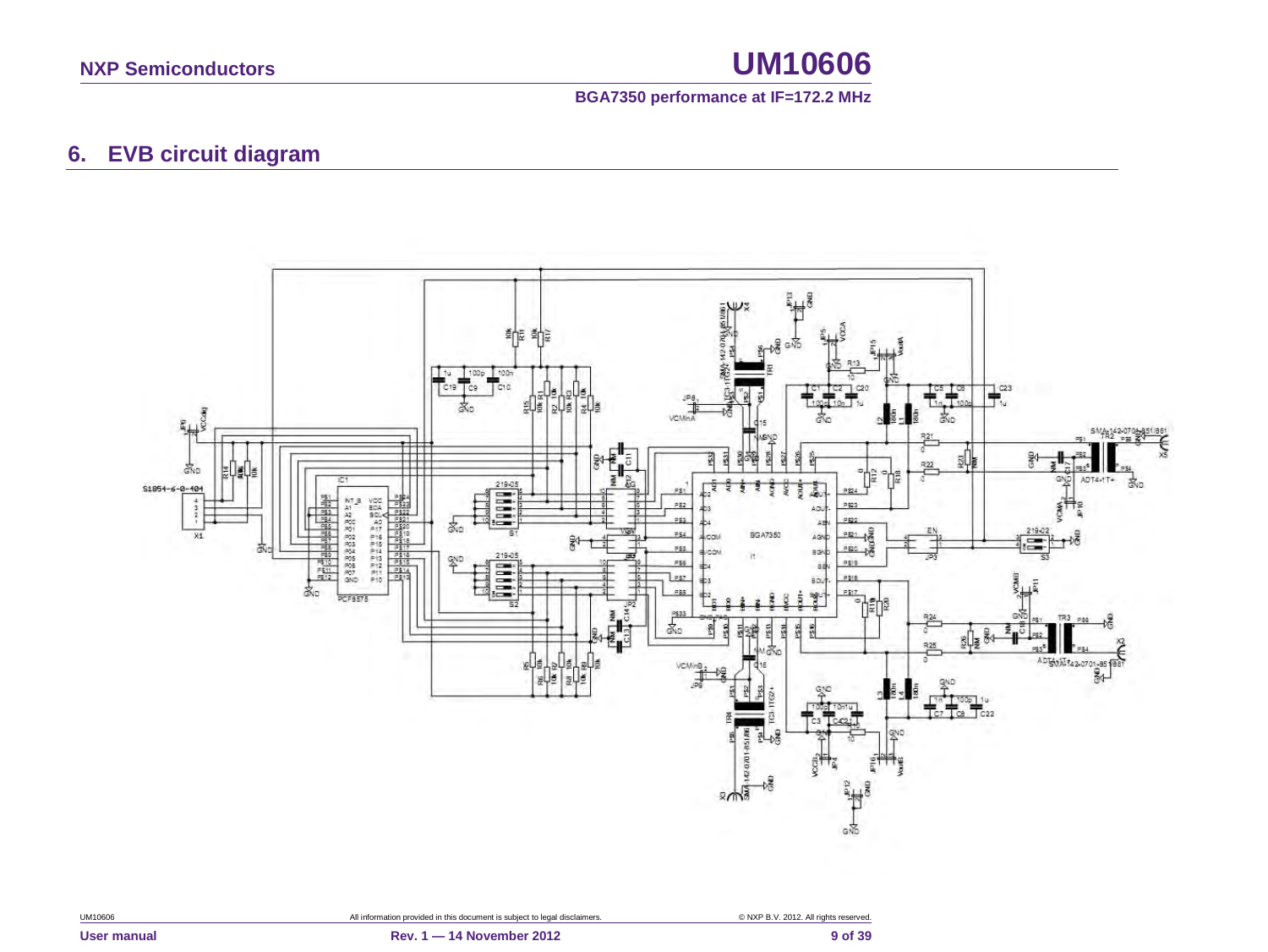## 6. EVB circuit diagram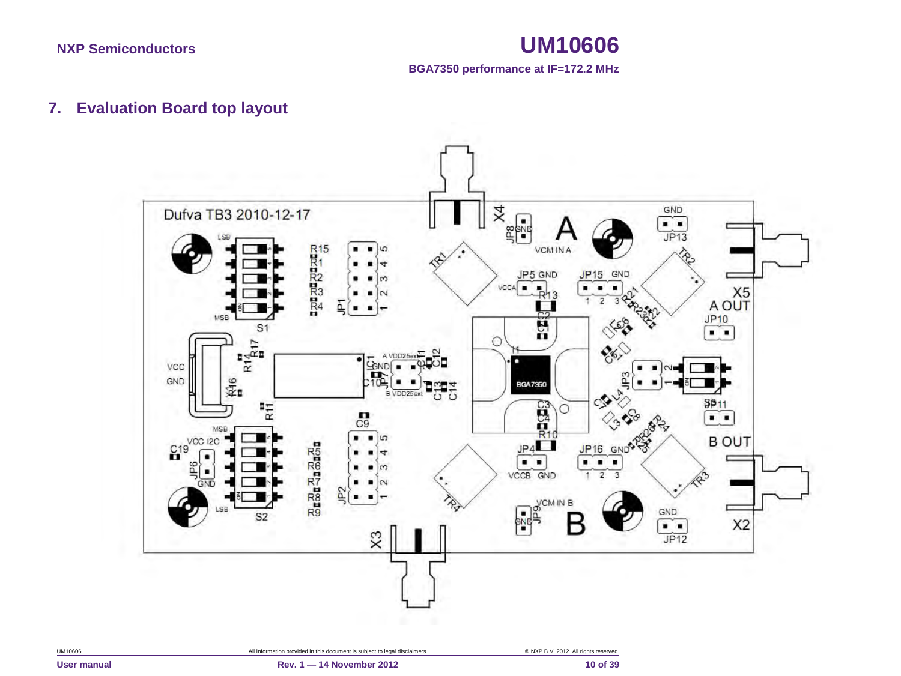## 7. Evaluation Board top layout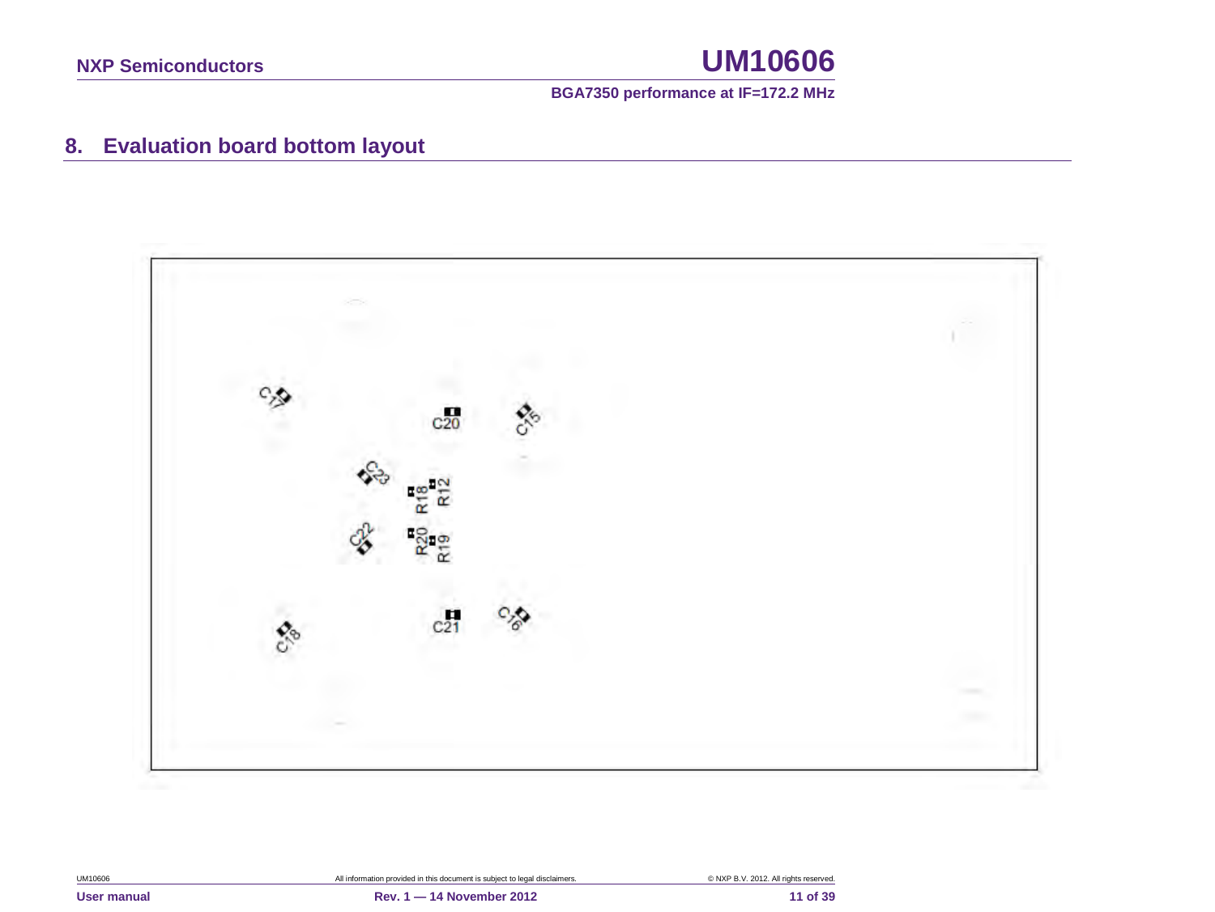## 8. Evaluation board bottom layout

C17 C20 C15 C23 R18 R12 C22 R20 R19 C21 C16 C18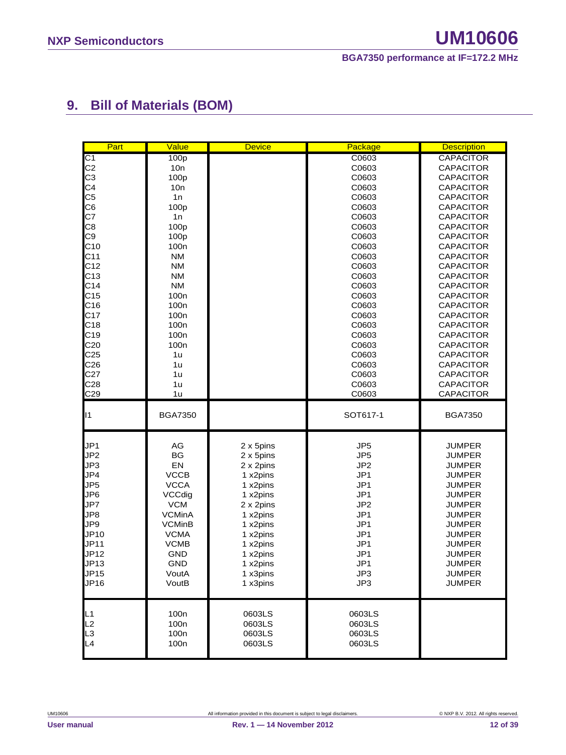## 9. Bill of Materials (BOM)

| Part | Value | Device | Package | Description |
|---|---|---|---|---|
| C1 | 100p | | C0603 | CAPACITOR |
| C2 | 10n | | C0603 | CAPACITOR |
| C3 | 100p | | C0603 | CAPACITOR |
| C4 | 10n | | C0603 | CAPACITOR |
| C5 | 1n | | C0603 | CAPACITOR |
| C6 | 100p | | C0603 | CAPACITOR |
| C7 | 1n | | C0603 | CAPACITOR |
| C8 | 100p | | C0603 | CAPACITOR |
| C9 | 100p | | C0603 | CAPACITOR |
| C10 | 100n | | C0603 | CAPACITOR |
| C11 | NM | | C0603 | CAPACITOR |
| C12 | NM | | C0603 | CAPACITOR |
| C13 | NM | | C0603 | CAPACITOR |
| C14 | NM | | C0603 | CAPACITOR |
| C15 | 100n | | C0603 | CAPACITOR |
| C16 | 100n | | C0603 | CAPACITOR |
| C17 | 100n | | C0603 | CAPACITOR |
| C18 | 100n | | C0603 | CAPACITOR |
| C19 | 100n | | C0603 | CAPACITOR |
| C20 | 100n | | C0603 | CAPACITOR |
| C25 | 1u | | C0603 | CAPACITOR |
| C26 | 1u | | C0603 | CAPACITOR |
| C27 | 1u | | C0603 | CAPACITOR |
| C28 | 1u | | C0603 | CAPACITOR |
| C29 | 1u | | C0603 | CAPACITOR |
| I1 | BGA7350 | | SOT617-1 | BGA7350 |
| JP1 | AG | 2 x 5pins | JP5 | JUMPER |
| JP2 | BG | 2 x 5pins | JP5 | JUMPER |
| JP3 | EN | 2 x 2pins | JP2 | JUMPER |
| JP4 | VCCB | 1 x2pins | JP1 | JUMPER |
| JP5 | VCCA | 1 x2pins | JP1 | JUMPER |
| JP6 | VCCdig | 1 x2pins | JP1 | JUMPER |
| JP7 | VCM | 2 x 2pins | JP2 | JUMPER |
| JP8 | VCMinA | 1 x2pins | JP1 | JUMPER |
| JP9 | VCMinB | 1 x2pins | JP1 | JUMPER |
| JP10 | VCMA | 1 x2pins | JP1 | JUMPER |
| JP11 | VCMB | 1 x2pins | JP1 | JUMPER |
| JP12 | GND | 1 x2pins | JP1 | JUMPER |
| JP13 | GND | 1 x2pins | JP1 | JUMPER |
| JP15 | VoutA | 1 x3pins | JP3 | JUMPER |
| JP16 | VoutB | 1 x3pins | JP3 | JUMPER |
| L1 | 100n | 0603LS | 0603LS | |
| L2 | 100n | 0603LS | 0603LS | |
| L3 | 100n | 0603LS | 0603LS | |
| L4 | 100n | 0603LS | 0603LS | |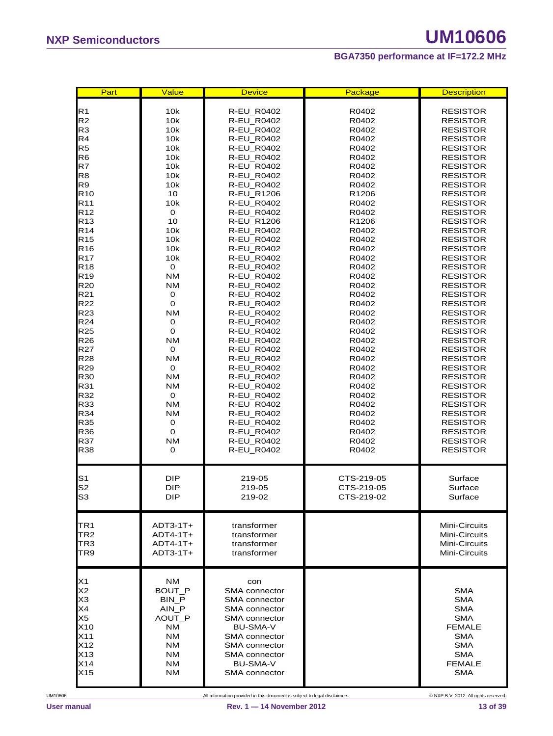| Part | Value | Device | Package | Description |
|---|---|---|---|---|
| R1 | 10k | R-EU_R0402 | R0402 | RESISTOR |
| R2 | 10k | R-EU_R0402 | R0402 | RESISTOR |
| R3 | 10k | R-EU_R0402 | R0402 | RESISTOR |
| R4 | 10k | R-EU_R0402 | R0402 | RESISTOR |
| R5 | 10k | R-EU_R0402 | R0402 | RESISTOR |
| R6 | 10k | R-EU_R0402 | R0402 | RESISTOR |
| R7 | 10k | R-EU_R0402 | R0402 | RESISTOR |
| R8 | 10k | R-EU_R0402 | R0402 | RESISTOR |
| R9 | 10k | R-EU_R0402 | R0402 | RESISTOR |
| R10 | 10 | R-EU_R1206 | R1206 | RESISTOR |
| R11 | 10k | R-EU_R0402 | R0402 | RESISTOR |
| R12 | 0 | R-EU_R0402 | R0402 | RESISTOR |
| R13 | 10 | R-EU_R1206 | R1206 | RESISTOR |
| R14 | 10k | R-EU_R0402 | R0402 | RESISTOR |
| R15 | 10k | R-EU_R0402 | R0402 | RESISTOR |
| R16 | 10k | R-EU_R0402 | R0402 | RESISTOR |
| R17 | 10k | R-EU_R0402 | R0402 | RESISTOR |
| R18 | 0 | R-EU_R0402 | R0402 | RESISTOR |
| R19 | NM | R-EU_R0402 | R0402 | RESISTOR |
| R20 | NM | R-EU_R0402 | R0402 | RESISTOR |
| R21 | 0 | R-EU_R0402 | R0402 | RESISTOR |
| R22 | 0 | R-EU_R0402 | R0402 | RESISTOR |
| R23 | NM | R-EU_R0402 | R0402 | RESISTOR |
| R24 | 0 | R-EU_R0402 | R0402 | RESISTOR |
| R25 | 0 | R-EU_R0402 | R0402 | RESISTOR |
| R26 | NM | R-EU_R0402 | R0402 | RESISTOR |
| R27 | 0 | R-EU_R0402 | R0402 | RESISTOR |
| R28 | NM | R-EU_R0402 | R0402 | RESISTOR |
| R29 | 0 | R-EU_R0402 | R0402 | RESISTOR |
| R30 | NM | R-EU_R0402 | R0402 | RESISTOR |
| R31 | NM | R-EU_R0402 | R0402 | RESISTOR |
| R32 | 0 | R-EU_R0402 | R0402 | RESISTOR |
| R33 | NM | R-EU_R0402 | R0402 | RESISTOR |
| R34 | NM | R-EU_R0402 | R0402 | RESISTOR |
| R35 | 0 | R-EU_R0402 | R0402 | RESISTOR |
| R36 | 0 | R-EU_R0402 | R0402 | RESISTOR |
| R37 | NM | R-EU_R0402 | R0402 | RESISTOR |
| R38 | 0 | R-EU_R0402 | R0402 | RESISTOR |
| S1 | DIP | 219-05 | CTS-219-05 | Surface |
| S2 | DIP | 219-05 | CTS-219-05 | Surface |
| S3 | DIP | 219-02 | CTS-219-02 | Surface |
| TR1 | ADT3-1T+ | transformer | | Mini-Circuits |
| TR2 | ADT4-1T+ | transformer | | Mini-Circuits |
| TR3 | ADT4-1T+ | transformer | | Mini-Circuits |
| TR9 | ADT3-1T+ | transformer | | Mini-Circuits |
| X1 | NM | con | | |
| X2 | BOUT_P | SMA connector | | SMA |
| X3 | BIN_P | SMA connector | | SMA |
| X4 | AIN_P | SMA connector | | SMA |
| X5 | AOUT_P | SMA connector | | SMA |
| X10 | NM | BU-SMA-V | | FEMALE |
| X11 | NM | SMA connector | | SMA |
| X12 | NM | SMA connector | | SMA |
| X13 | NM | SMA connector | | SMA |
| X14 | NM | BU-SMA-V | | FEMALE |
| X15 | NM | SMA connector | | SMA |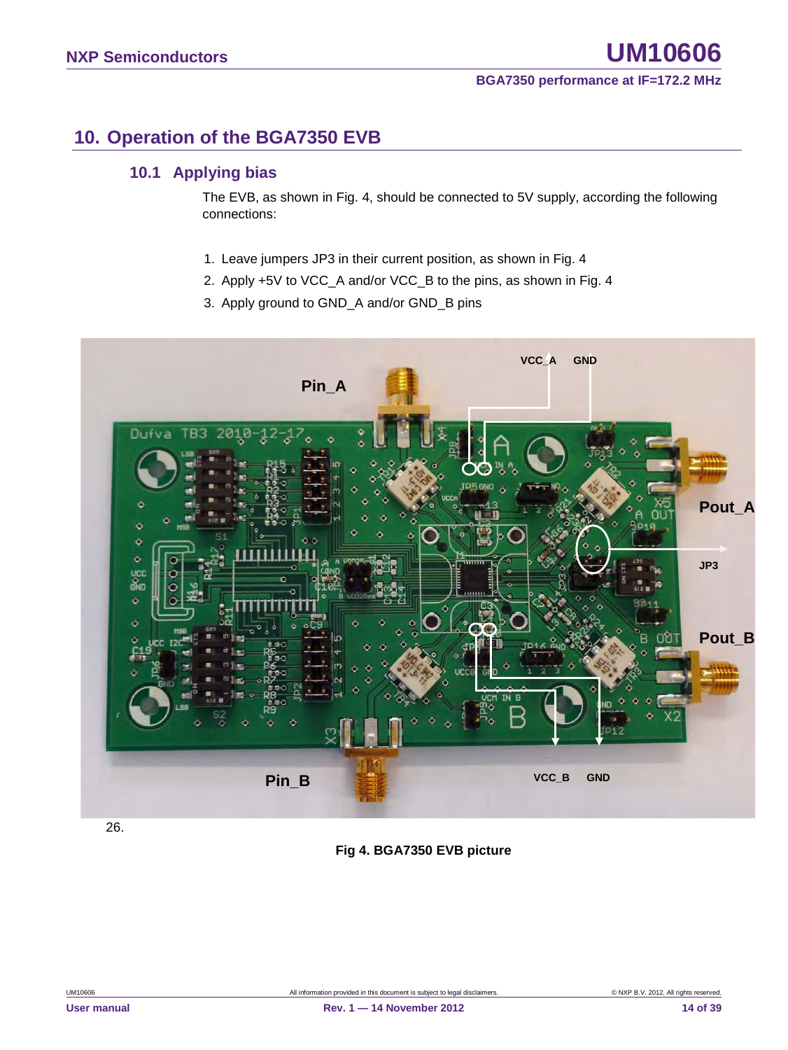# 10. Operation of the BGA7350 EVB

## 10.1 Applying bias

The EVB, as shown in Fig. 4, should be connected to 5V supply, according the following connections:

1. Leave jumpers JP3 in their current position, as shown in Fig. 4
2. Apply +5V to VCC_A and/or VCC_B to the pins, as shown in Fig. 4
3. Apply ground to GND_A and/or GND_B pins

26.

**Fig 4. BGA7350 EVB picture**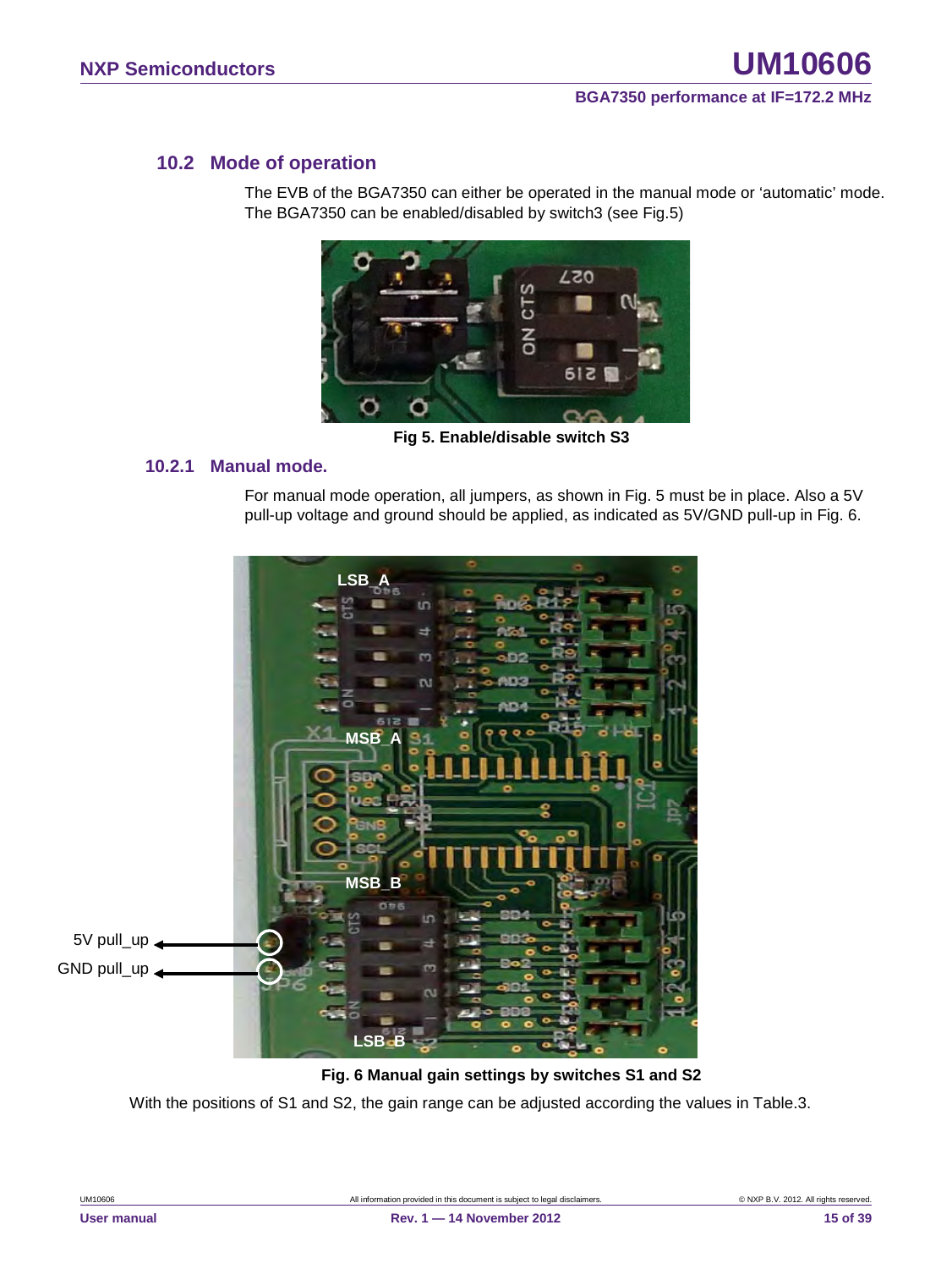## 10.2 Mode of operation

The EVB of the BGA7350 can either be operated in the manual mode or 'automatic' mode. The BGA7350 can be enabled/disabled by switch3 (see Fig.5)

**Fig 5. Enable/disable switch S3**

### 10.2.1 Manual mode.

For manual mode operation, all jumpers, as shown in Fig. 5 must be in place. Also a 5V pull-up voltage and ground should be applied, as indicated as 5V/GND pull-up in Fig. 6.

**Fig. 6 Manual gain settings by switches S1 and S2**

With the positions of S1 and S2, the gain range can be adjusted according the values in Table.3.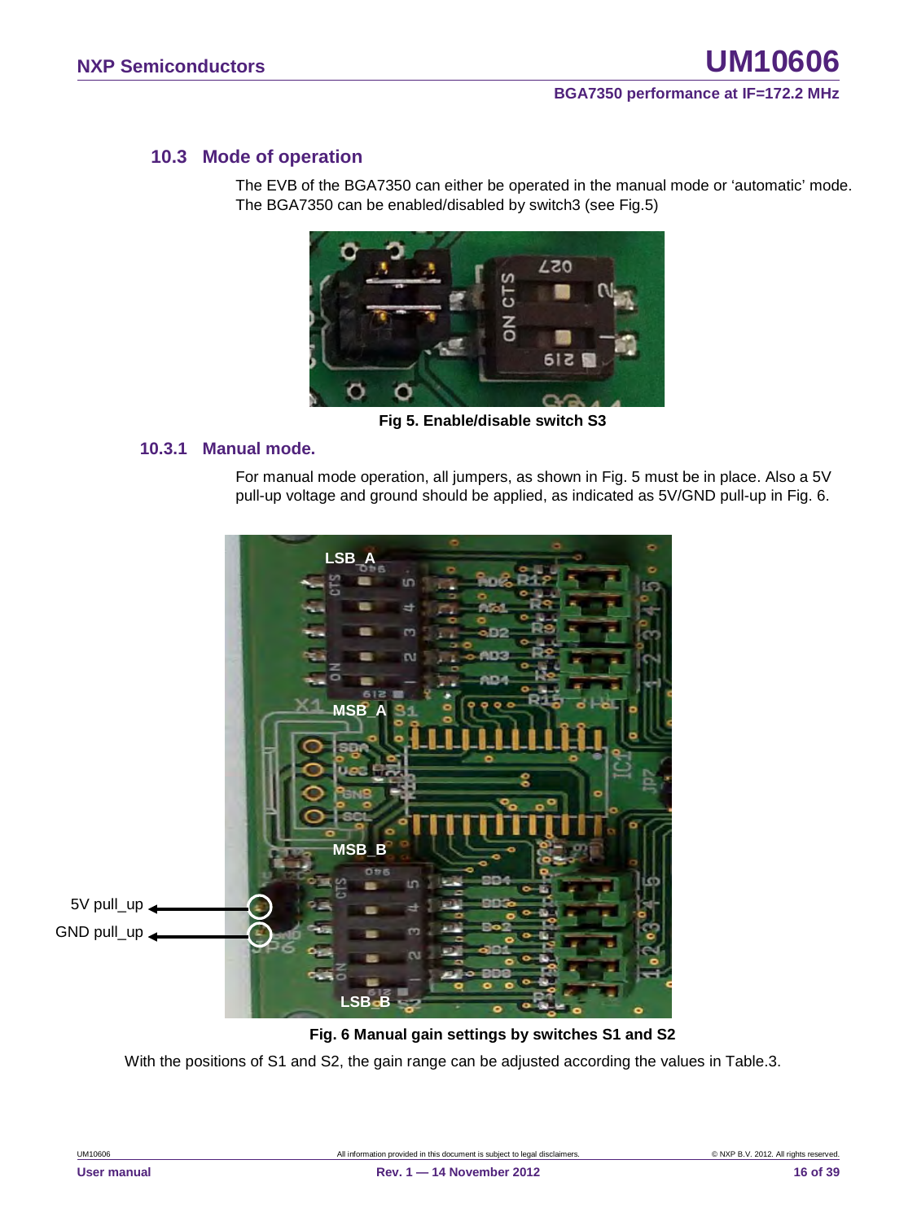## 10.3 Mode of operation

The EVB of the BGA7350 can either be operated in the manual mode or 'automatic' mode. The BGA7350 can be enabled/disabled by switch3 (see Fig.5)

**Fig 5. Enable/disable switch S3**

### 10.3.1 Manual mode.

For manual mode operation, all jumpers, as shown in Fig. 5 must be in place. Also a 5V pull-up voltage and ground should be applied, as indicated as 5V/GND pull-up in Fig. 6.

**Fig. 6 Manual gain settings by switches S1 and S2**

With the positions of S1 and S2, the gain range can be adjusted according the values in Table.3.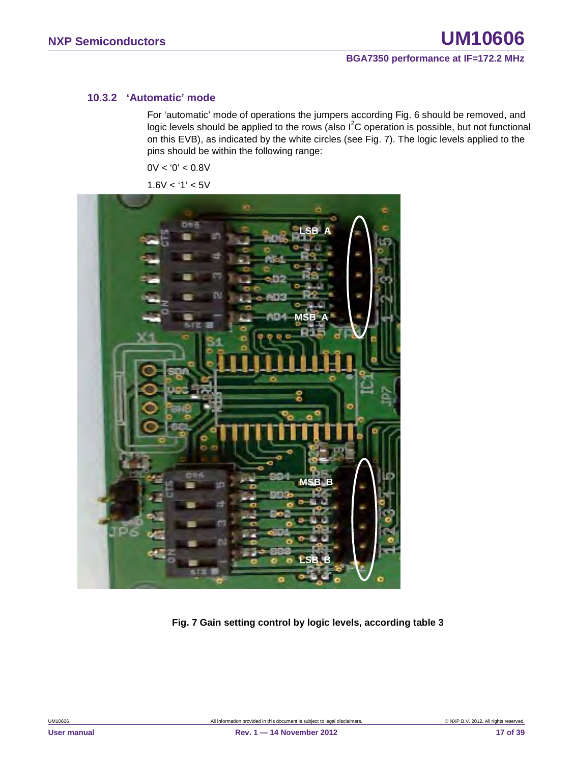### 10.3.2 'Automatic' mode

For 'automatic' mode of operations the jumpers according Fig. 6 should be removed, and logic levels should be applied to the rows (also $I^2C$ operation is possible, but not functional on this EVB), as indicated by the white circles (see Fig. 7). The logic levels applied to the pins should be within the following range:

0V < '0' < 0.8V

1.6V < '1' < 5V

**Fig. 7 Gain setting control by logic levels, according table 3**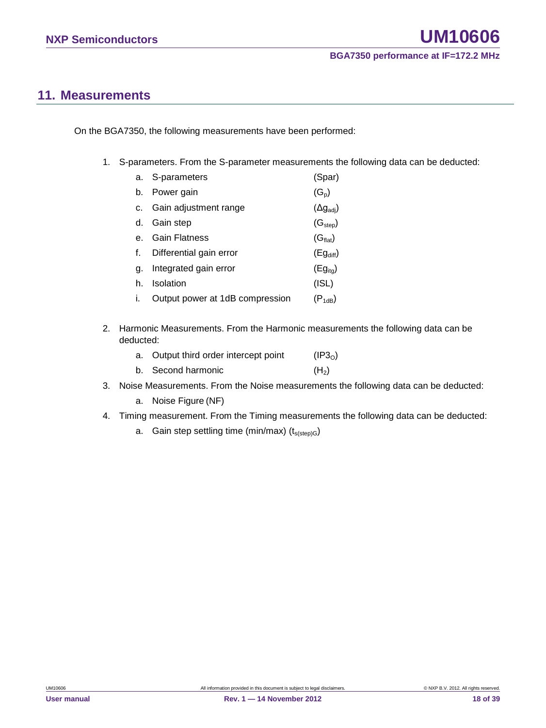## 11. Measurements

On the BGA7350, the following measurements have been performed:

1. S-parameters. From the S-parameter measurements the following data can be deducted:
    a. S-parameters (Spar)
    b. Power gain ($G_p$)
    c. Gain adjustment range ($\Delta g_{adj}$)
    d. Gain step ($G_{step}$)
    e. Gain Flatness ($G_{flat}$)
    f. Differential gain error ($Eg_{diff}$)
    g. Integrated gain error ($Eg_{itg}$)
    h. Isolation (ISL)
    i. Output power at 1dB compression ($P_{1dB}$)
2. Harmonic Measurements. From the Harmonic measurements the following data can be deducted:
    a. Output third order intercept point ($IP3_O$)
    b. Second harmonic ($H_2$)
3. Noise Measurements. From the Noise measurements the following data can be deducted:
    a. Noise Figure (NF)
4. Timing measurement. From the Timing measurements the following data can be deducted:
    a. Gain step settling time (min/max) ($t_{s(step)G}$)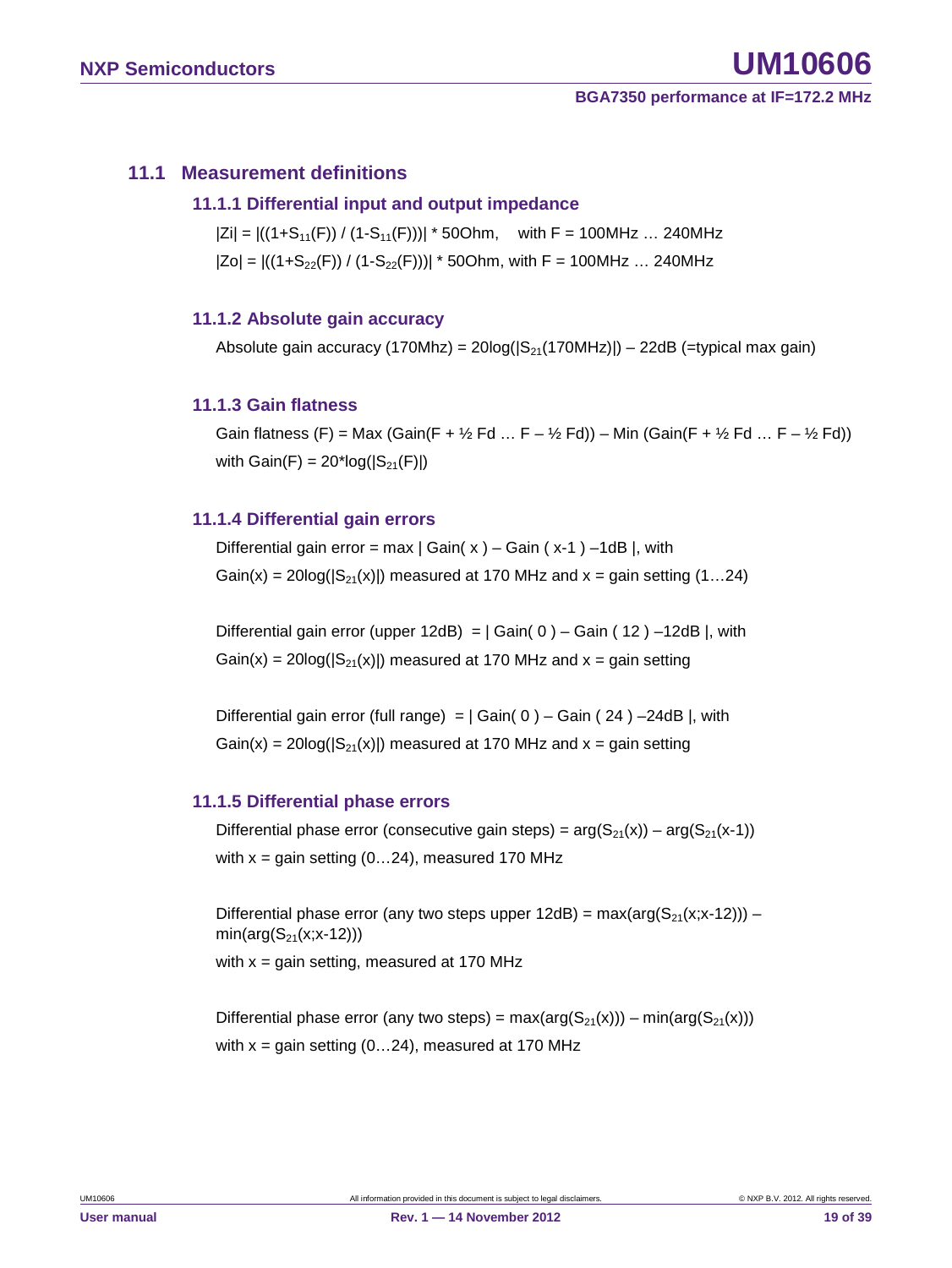## 11.1 Measurement definitions

### 11.1.1 Differential input and output impedance

$|Zi| = |((1+S_{11}(F)) / (1-S_{11}(F)))| * 50\text{Ohm}$, with F = 100MHz … 240MHz

$|Zo| = |((1+S_{22}(F)) / (1-S_{22}(F)))| * 50\text{Ohm}$, with F = 100MHz … 240MHz

### 11.1.2 Absolute gain accuracy

Absolute gain accuracy (170Mhz) = $20\log(|S_{21}(170\text{MHz})|)$ – 22dB (=typical max gain)

### 11.1.3 Gain flatness

Gain flatness (F) = Max (Gain(F + ½ Fd … F – ½ Fd)) – Min (Gain(F + ½ Fd … F – ½ Fd))

with $\text{Gain}(F) = 20*\log(|S_{21}(F)|)$

### 11.1.4 Differential gain errors

Differential gain error = max | Gain( x ) – Gain ( x-1 ) –1dB |, with

$\text{Gain}(x) = 20\log(|S_{21}(x)|)$ measured at 170 MHz and x = gain setting (1…24)

Differential gain error (upper 12dB) = | Gain( 0 ) – Gain ( 12 ) –12dB |, with

$\text{Gain}(x) = 20\log(|S_{21}(x)|)$ measured at 170 MHz and x = gain setting

Differential gain error (full range) = | Gain( 0 ) – Gain ( 24 ) –24dB |, with

$\text{Gain}(x) = 20\log(|S_{21}(x)|)$ measured at 170 MHz and x = gain setting

### 11.1.5 Differential phase errors

Differential phase error (consecutive gain steps) = $\arg(S_{21}(x)) - \arg(S_{21}(x-1))$

with x = gain setting (0…24), measured 170 MHz

Differential phase error (any two steps upper 12dB) = $\max(\arg(S_{21}(x;x-12))) - \min(\arg(S_{21}(x;x-12)))$

with x = gain setting, measured at 170 MHz

Differential phase error (any two steps) = $\max(\arg(S_{21}(x))) - \min(\arg(S_{21}(x)))$

with x = gain setting (0…24), measured at 170 MHz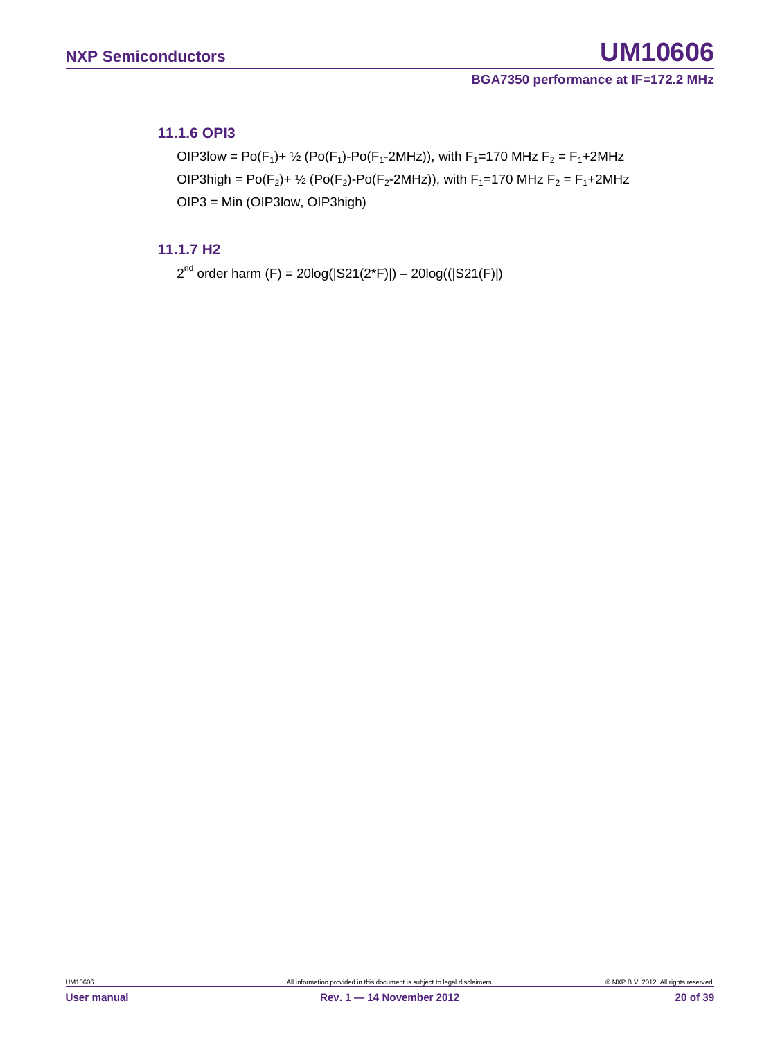### 11.1.6 OPI3

OIP3low = $Po(F_1)$+ ½ $(Po(F_1)-Po(F_1\text{-}2MHz))$, with $F_1$=170 MHz $F_2 = F_1$+2MHz

OIP3high = $Po(F_2)$+ ½ $(Po(F_2)-Po(F_2\text{-}2MHz))$, with $F_1$=170 MHz $F_2 = F_1$+2MHz

OIP3 = Min (OIP3low, OIP3high)

### 11.1.7 H2

$2^{nd}$ order harm (F) = 20log(|S21(2*F)|) – 20log((|S21(F)|)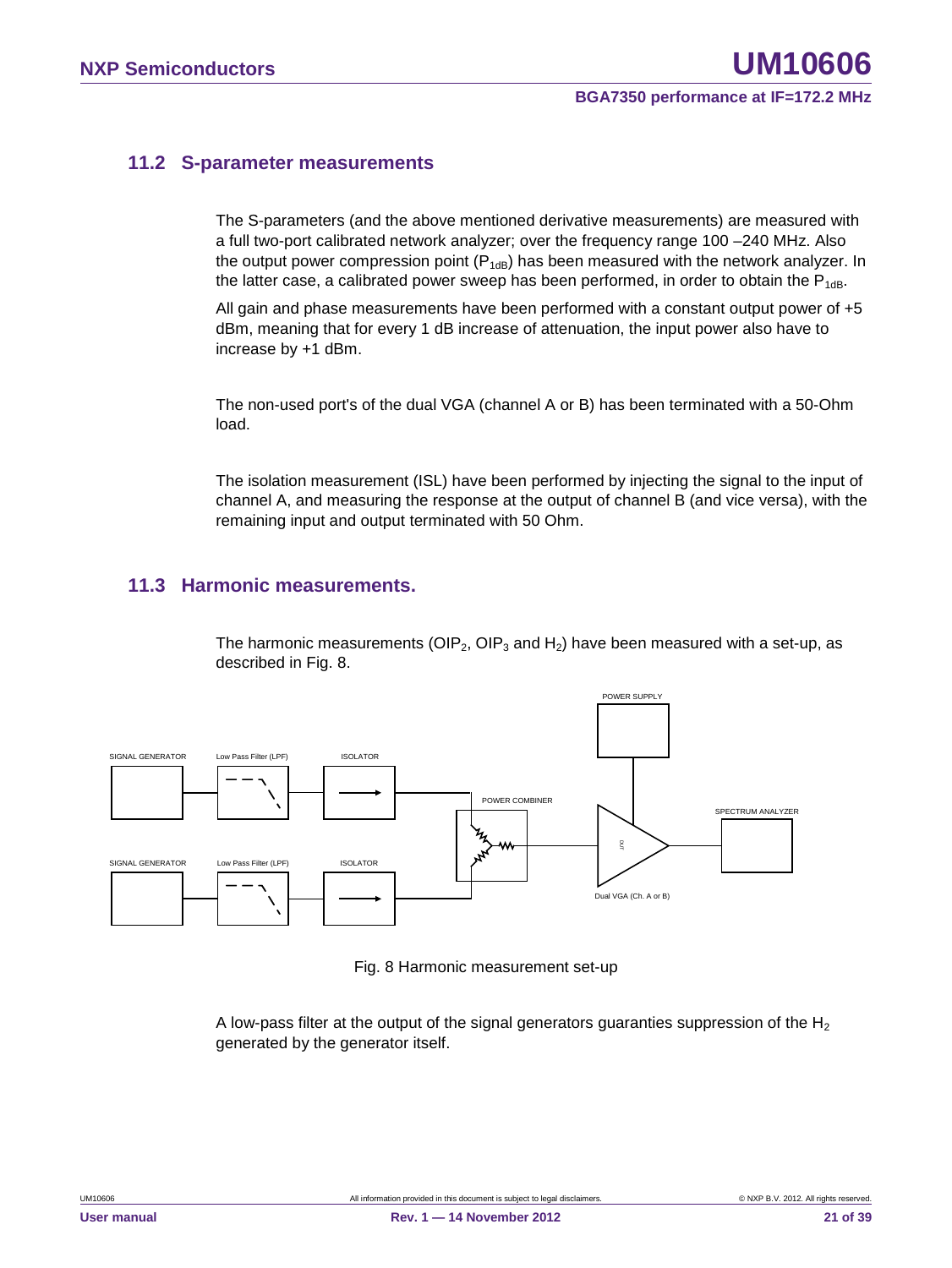## 11.2 S-parameter measurements

The S-parameters (and the above mentioned derivative measurements) are measured with a full two-port calibrated network analyzer; over the frequency range 100 –240 MHz. Also the output power compression point ($P_{1dB}$) has been measured with the network analyzer. In the latter case, a calibrated power sweep has been performed, in order to obtain the $P_{1dB}$.

All gain and phase measurements have been performed with a constant output power of +5 dBm, meaning that for every 1 dB increase of attenuation, the input power also have to increase by +1 dBm.

The non-used port's of the dual VGA (channel A or B) has been terminated with a 50-Ohm load.

The isolation measurement (ISL) have been performed by injecting the signal to the input of channel A, and measuring the response at the output of channel B (and vice versa), with the remaining input and output terminated with 50 Ohm.

## 11.3 Harmonic measurements.

The harmonic measurements ($OIP_2$, $OIP_3$ and $H_2$) have been measured with a set-up, as described in Fig. 8.

SIGNAL GENERATOR | Low Pass Filter (LPF) | ISOLATOR | POWER COMBINER | POWER SUPPLY | DUT | Dual VGA (Ch. A or B) | SPECTRUM ANALYZER

Fig. 8 Harmonic measurement set-up

A low-pass filter at the output of the signal generators guaranties suppression of the $H_2$ generated by the generator itself.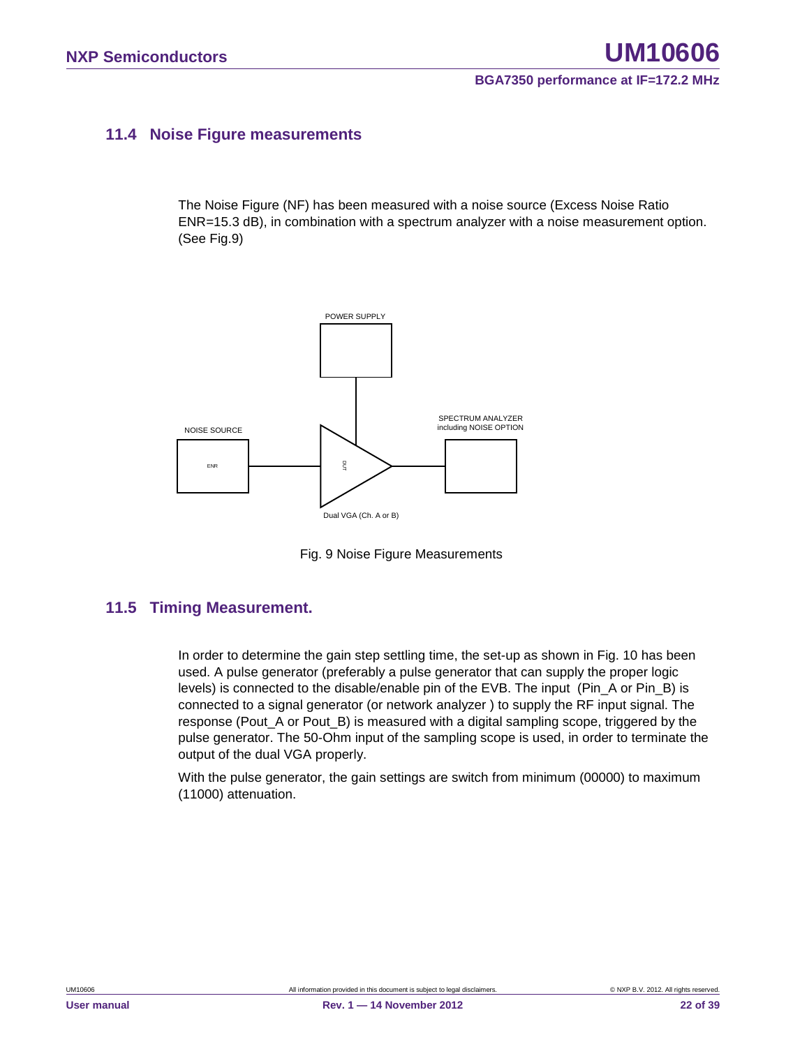### 11.4 Noise Figure measurements

The Noise Figure (NF) has been measured with a noise source (Excess Noise Ratio ENR=15.3 dB), in combination with a spectrum analyzer with a noise measurement option. (See Fig.9)

Fig. 9 Noise Figure Measurements

### 11.5 Timing Measurement.

In order to determine the gain step settling time, the set-up as shown in Fig. 10 has been used. A pulse generator (preferably a pulse generator that can supply the proper logic levels) is connected to the disable/enable pin of the EVB. The input (Pin_A or Pin_B) is connected to a signal generator (or network analyzer ) to supply the RF input signal. The response (Pout_A or Pout_B) is measured with a digital sampling scope, triggered by the pulse generator. The 50-Ohm input of the sampling scope is used, in order to terminate the output of the dual VGA properly.

With the pulse generator, the gain settings are switch from minimum (00000) to maximum (11000) attenuation.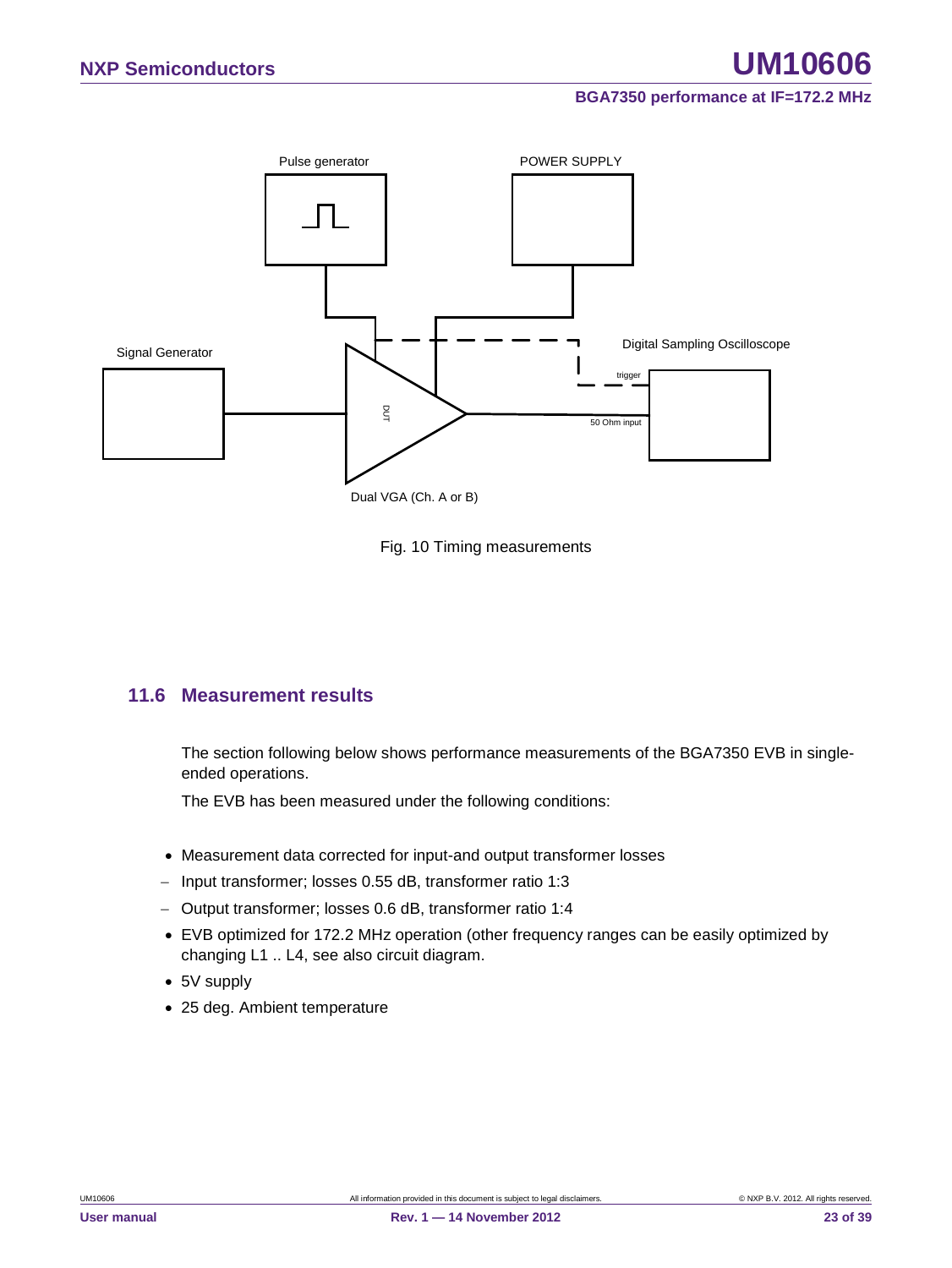Fig. 10 Timing measurements

## 11.6 Measurement results

The section following below shows performance measurements of the BGA7350 EVB in single-ended operations.

The EVB has been measured under the following conditions:

- Measurement data corrected for input-and output transformer losses
  - Input transformer; losses 0.55 dB, transformer ratio 1:3
  - Output transformer; losses 0.6 dB, transformer ratio 1:4
- EVB optimized for 172.2 MHz operation (other frequency ranges can be easily optimized by changing L1 .. L4, see also circuit diagram.
- 5V supply
- 25 deg. Ambient temperature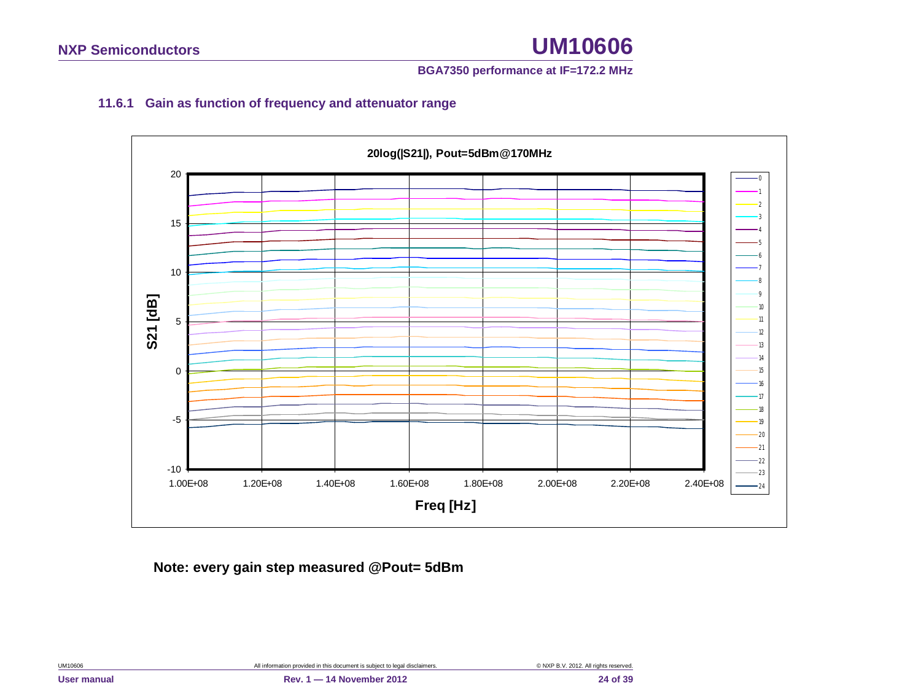### 11.6.1 Gain as function of frequency and attenuator range

**20log(|S21|), Pout=5dBm@170MHz**

**Note: every gain step measured @Pout= 5dBm**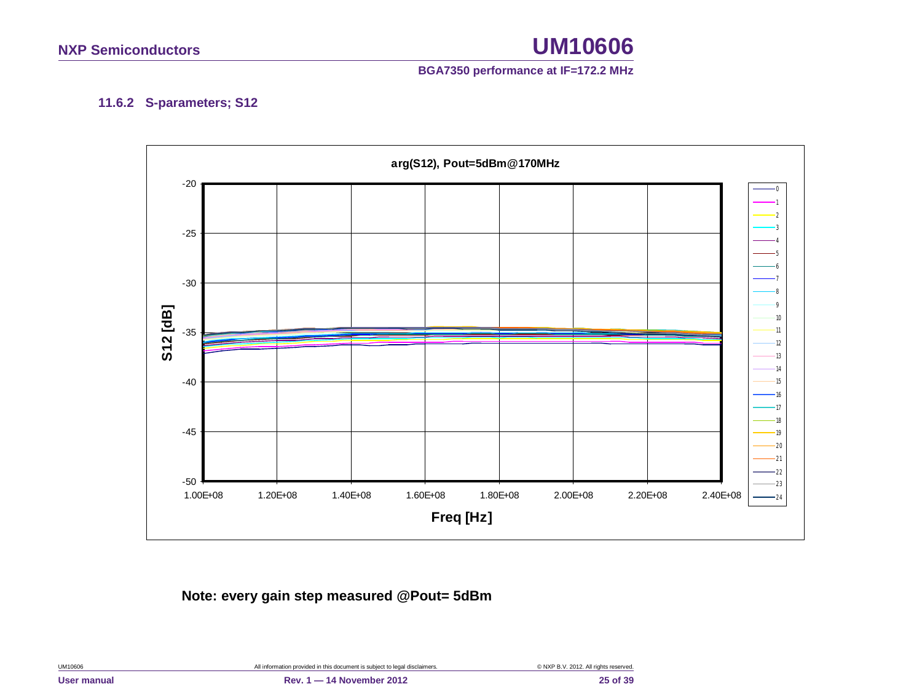### 11.6.2 S-parameters; S12

**arg(S12), Pout=5dBm@170MHz**

**Note: every gain step measured @Pout= 5dBm**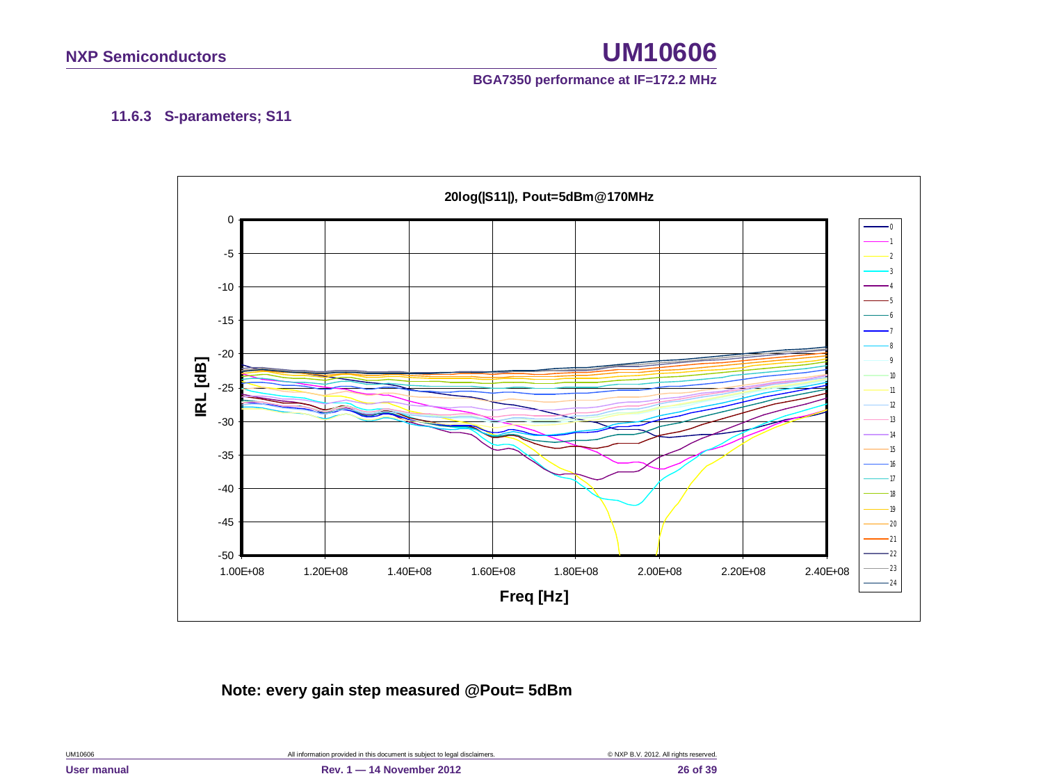### 11.6.3 S-parameters; S11

20log(|S11|), Pout=5dBm@170MHz

IRL [dB]

Freq [Hz]

**Note: every gain step measured @Pout= 5dBm**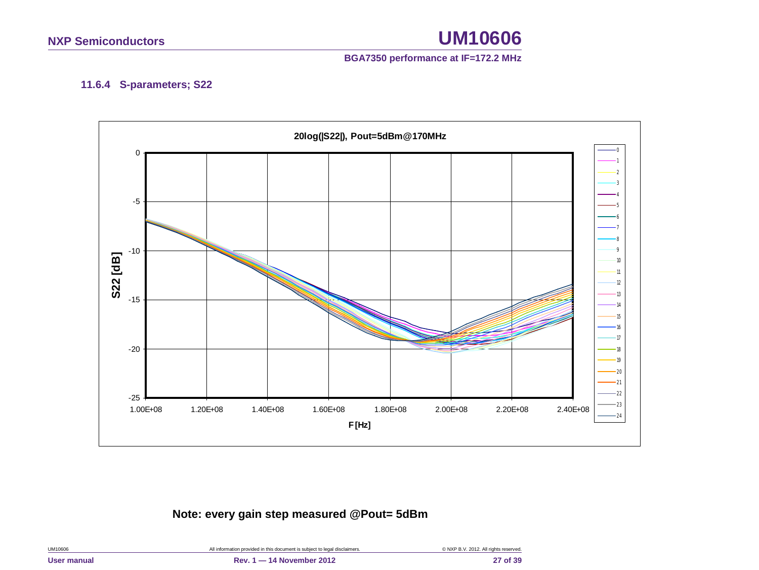### 11.6.4 S-parameters; S22

**20log(|S22|), Pout=5dBm@170MHz**

**Note: every gain step measured @Pout= 5dBm**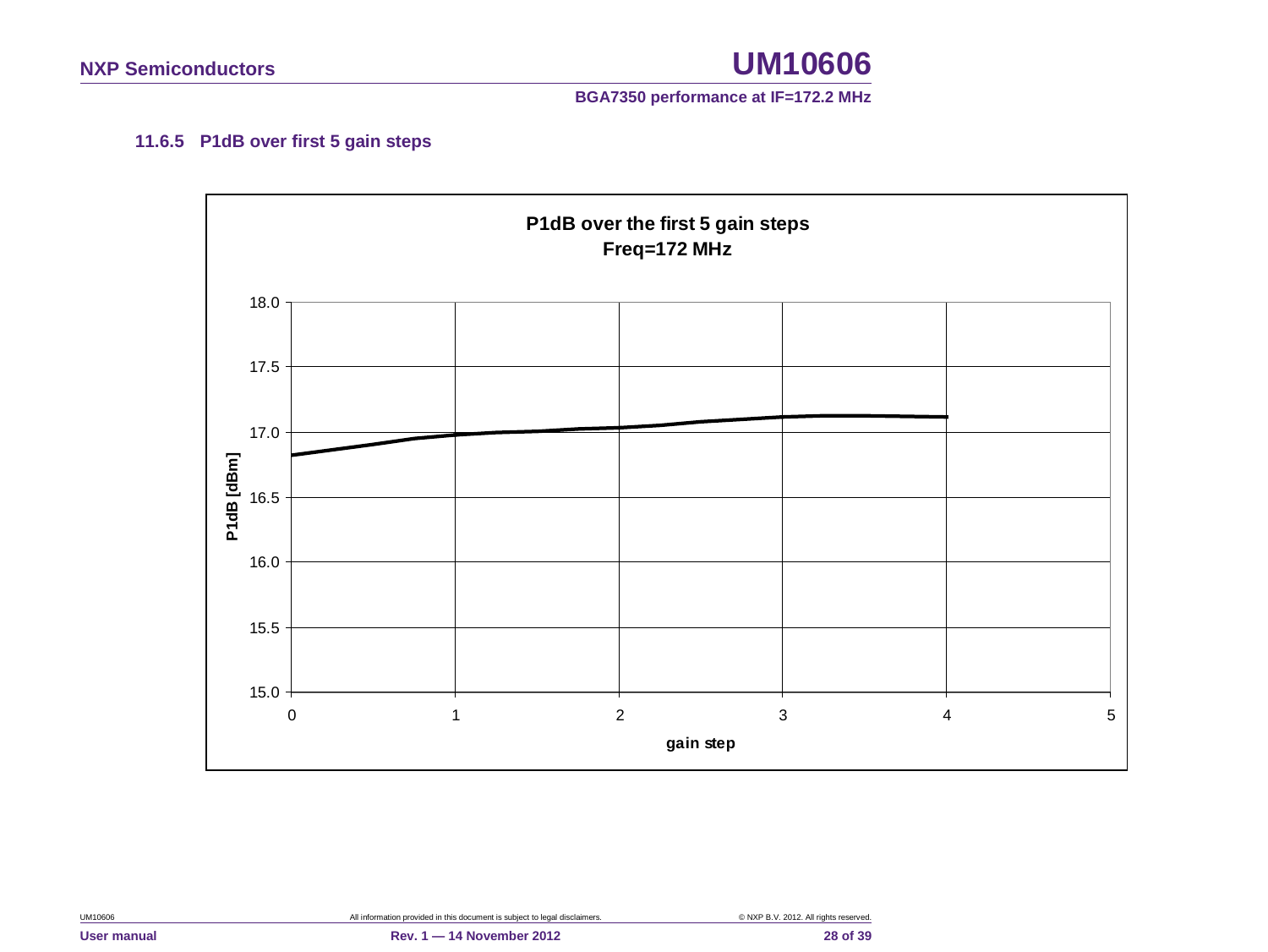### 11.6.5 P1dB over first 5 gain steps

P1dB over the first 5 gain steps
Freq=172 MHz

P1dB [dBm]

gain step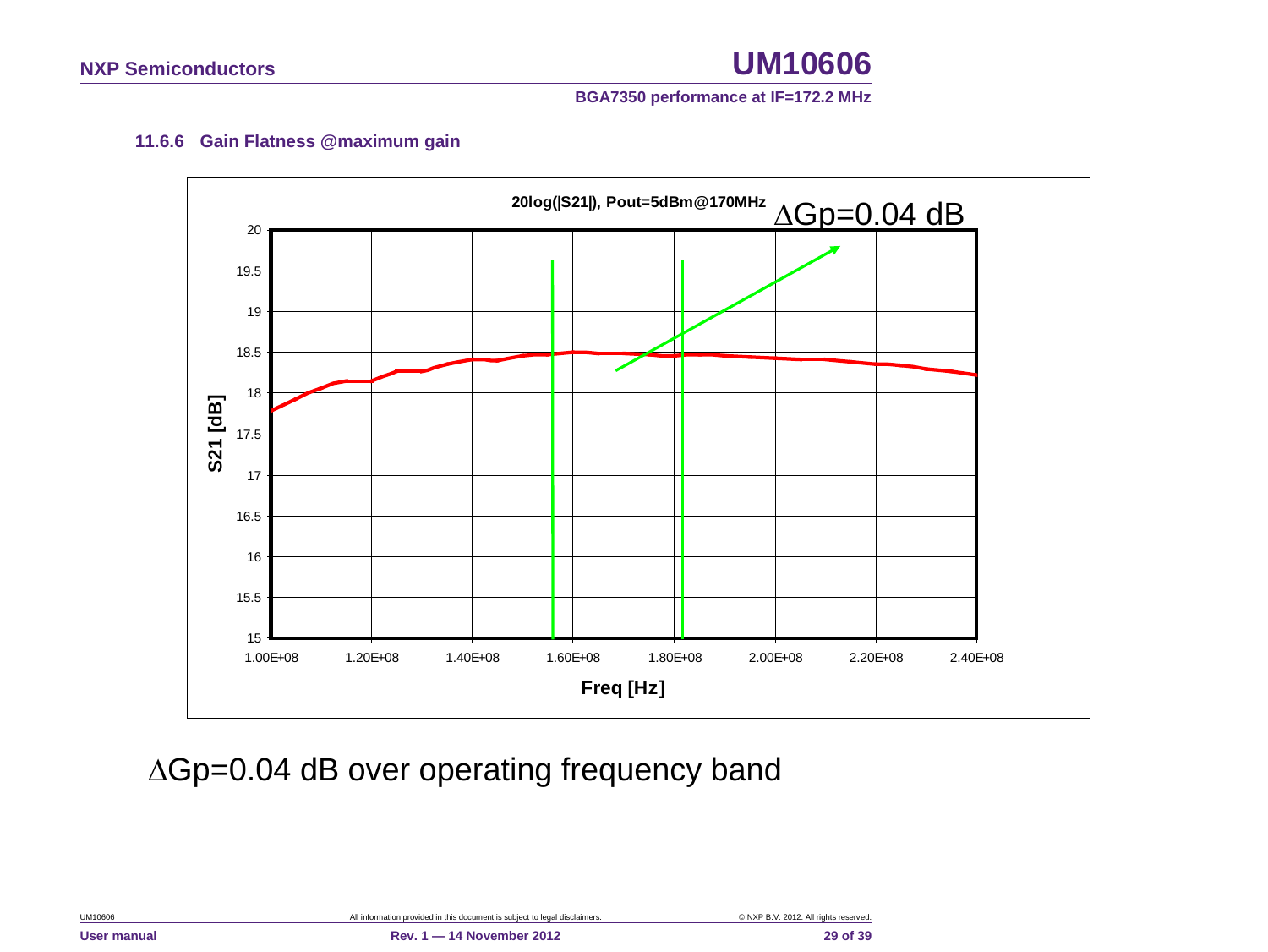### 11.6.6 Gain Flatness @maximum gain

20log(|S21|), Pout=5dBm@170MHz

$\Delta$Gp=0.04 dB

S21 [dB]

Freq [Hz]

$\Delta$Gp=0.04 dB over operating frequency band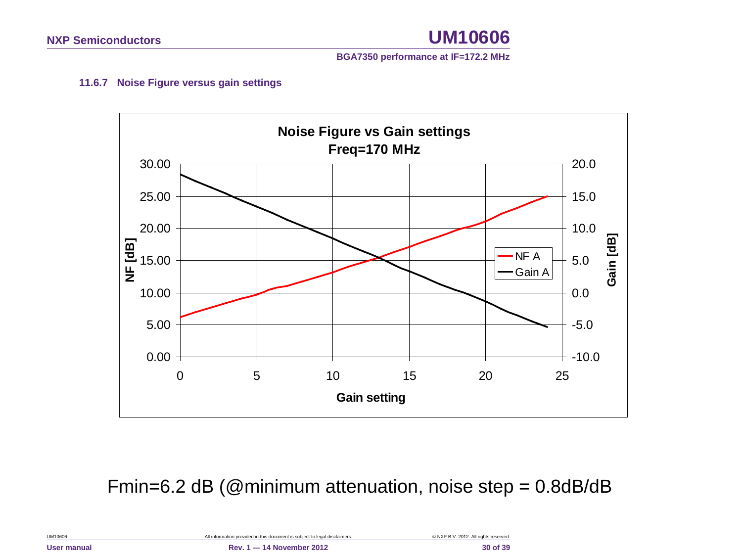### 11.6.7 Noise Figure versus gain settings

Fmin=6.2 dB (@minimum attenuation, noise step = 0.8dB/dB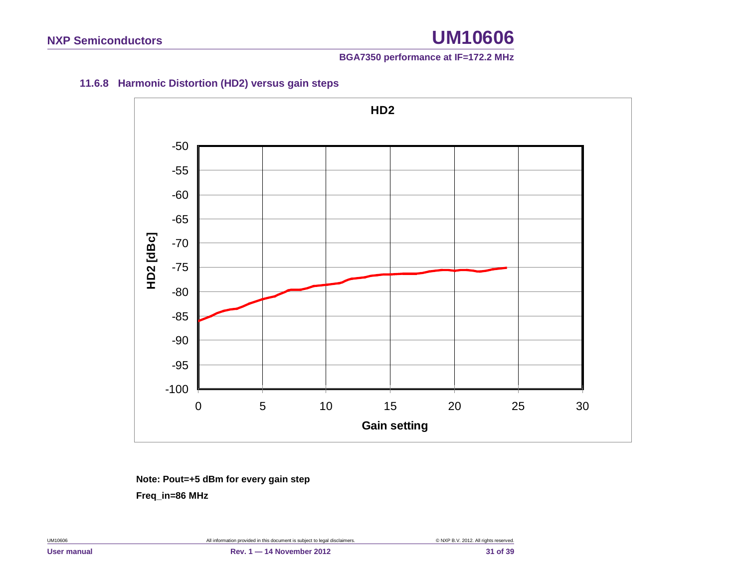### 11.6.8 Harmonic Distortion (HD2) versus gain steps

**Note: Pout=+5 dBm for every gain step**

**Freq_in=86 MHz**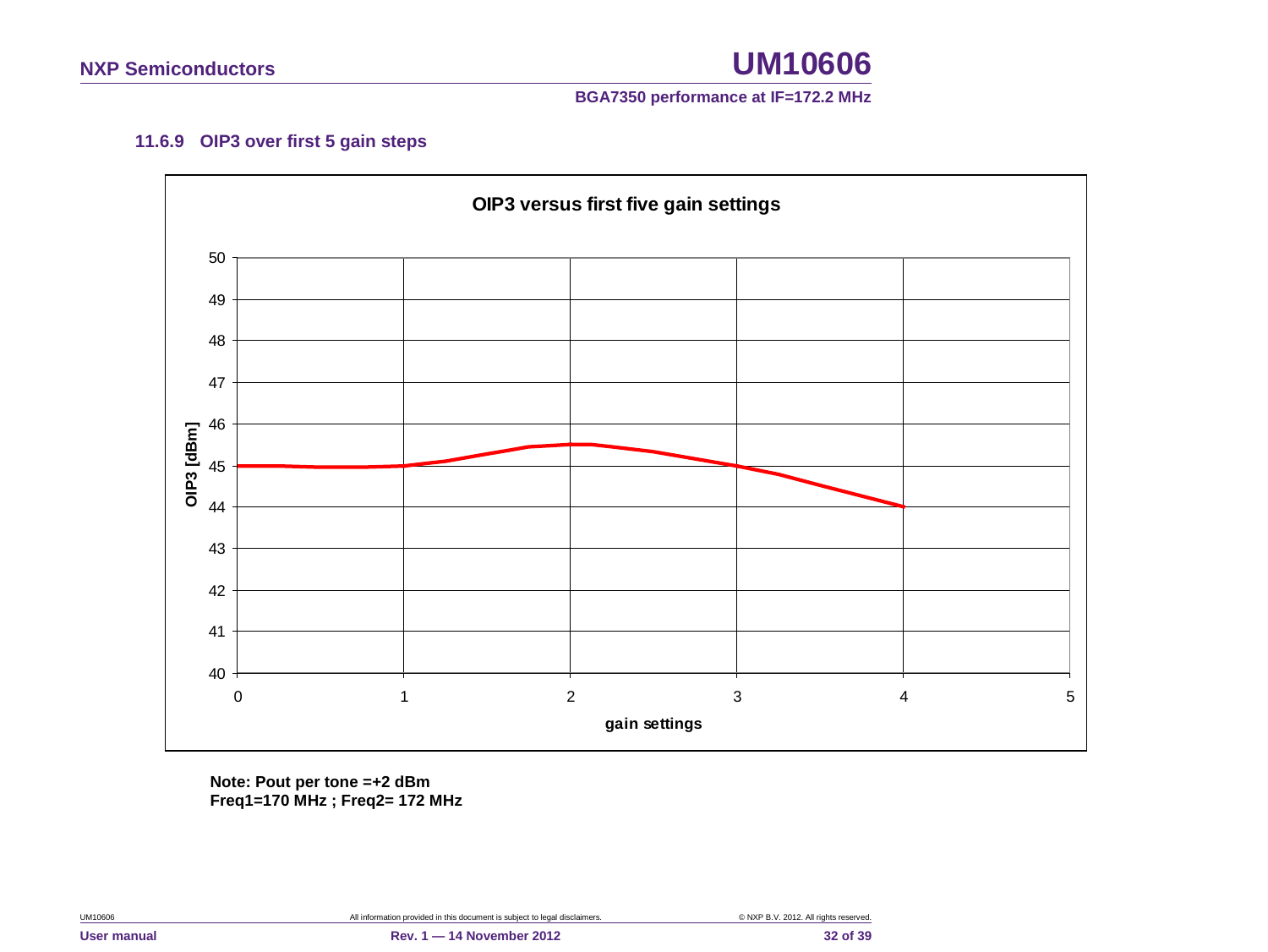### 11.6.9 OIP3 over first 5 gain steps

**OIP3 versus first five gain settings**

**Note: Pout per tone =+2 dBm**
**Freq1=170 MHz ; Freq2= 172 MHz**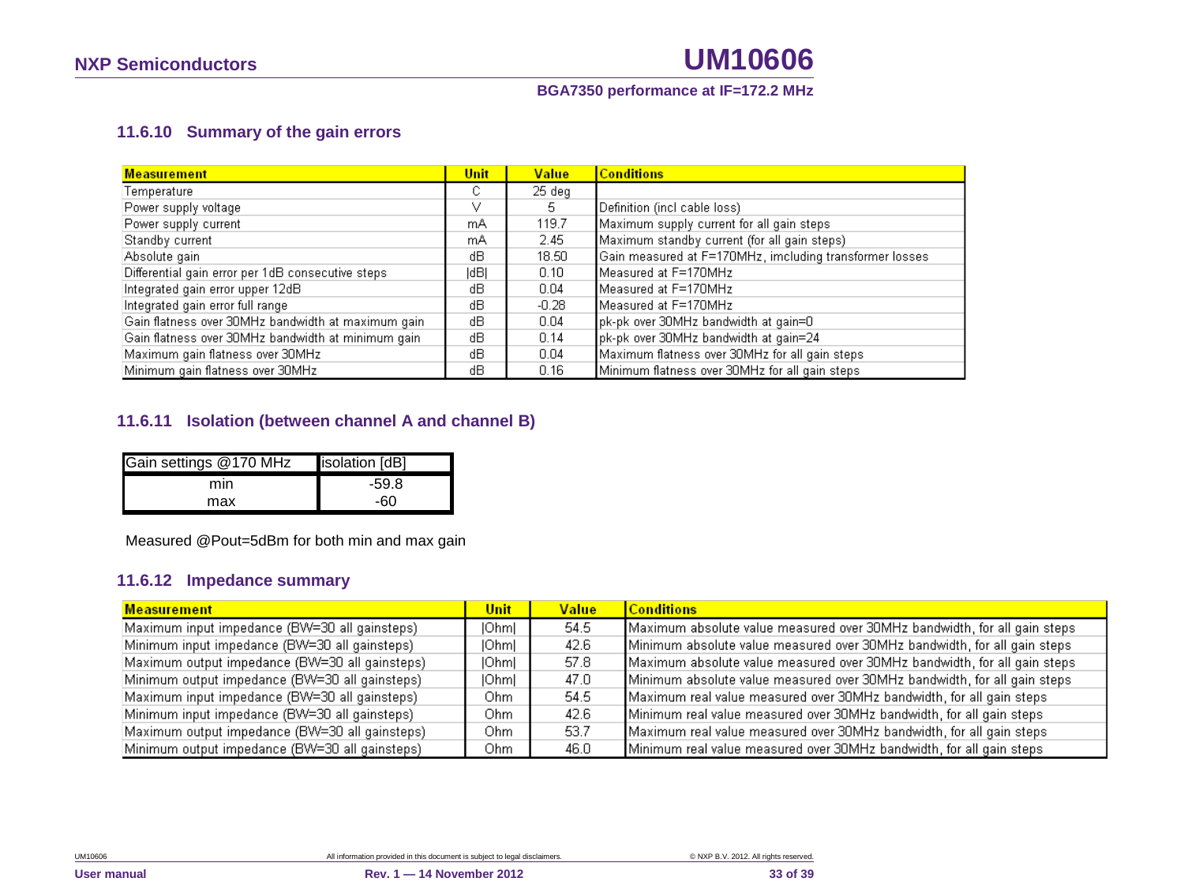### 11.6.10 Summary of the gain errors

| Measurement | Unit | Value | Conditions |
|---|---|---|---|
| Temperature | C | 25 deg | |
| Power supply voltage | V | 5 | Definition (incl cable loss) |
| Power supply current | mA | 119.7 | Maximum supply current for all gain steps |
| Standby current | mA | 2.45 | Maximum standby current (for all gain steps) |
| Absolute gain | dB | 18.50 | Gain measured at F=170MHz, imcluding transformer losses |
| Differential gain error per 1dB consecutive steps | \|dB\| | 0.10 | Measured at F=170MHz |
| Integrated gain error upper 12dB | dB | 0.04 | Measured at F=170MHz |
| Integrated gain error full range | dB | -0.28 | Measured at F=170MHz |
| Gain flatness over 30MHz bandwidth at maximum gain | dB | 0.04 | pk-pk over 30MHz bandwidth at gain=0 |
| Gain flatness over 30MHz bandwidth at minimum gain | dB | 0.14 | pk-pk over 30MHz bandwidth at gain=24 |
| Maximum gain flatness over 30MHz | dB | 0.04 | Maximum flatness over 30MHz for all gain steps |
| Minimum gain flatness over 30MHz | dB | 0.16 | Minimum flatness over 30MHz for all gain steps |

### 11.6.11 Isolation (between channel A and channel B)

| Gain settings @170 MHz | isolation [dB] |
|---|---|
| min | -59.8 |
| max | -60 |

Measured @Pout=5dBm for both min and max gain

### 11.6.12 Impedance summary

| Measurement | Unit | Value | Conditions |
|---|---|---|---|
| Maximum input impedance (BW=30 all gainsteps) | \|Ohm\| | 54.5 | Maximum absolute value measured over 30MHz bandwidth, for all gain steps |
| Minimum input impedance (BW=30 all gainsteps) | \|Ohm\| | 42.6 | Minimum absolute value measured over 30MHz bandwidth, for all gain steps |
| Maximum output impedance (BW=30 all gainsteps) | \|Ohm\| | 57.8 | Maximum absolute value measured over 30MHz bandwidth, for all gain steps |
| Minimum output impedance (BW=30 all gainsteps) | \|Ohm\| | 47.0 | Minimum absolute value measured over 30MHz bandwidth, for all gain steps |
| Maximum input impedance (BW=30 all gainsteps) | Ohm | 54.5 | Maximum real value measured over 30MHz bandwidth, for all gain steps |
| Minimum input impedance (BW=30 all gainsteps) | Ohm | 42.6 | Minimum real value measured over 30MHz bandwidth, for all gain steps |
| Maximum output impedance (BW=30 all gainsteps) | Ohm | 53.7 | Maximum real value measured over 30MHz bandwidth, for all gain steps |
| Minimum output impedance (BW=30 all gainsteps) | Ohm | 46.0 | Minimum real value measured over 30MHz bandwidth, for all gain steps |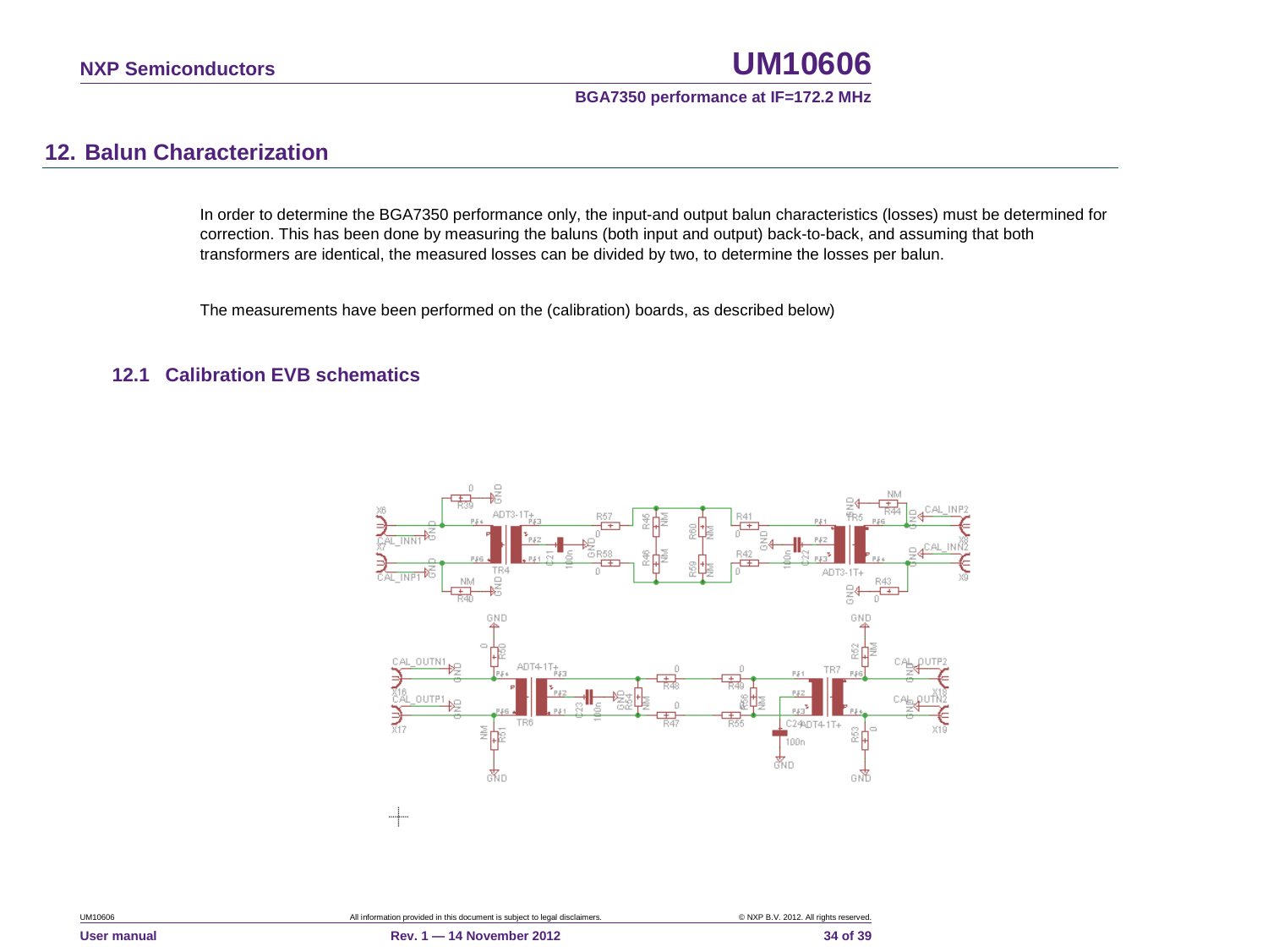## 12. Balun Characterization

In order to determine the BGA7350 performance only, the input-and output balun characteristics (losses) must be determined for correction. This has been done by measuring the baluns (both input and output) back-to-back, and assuming that both transformers are identical, the measured losses can be divided by two, to determine the losses per balun.

The measurements have been performed on the (calibration) boards, as described below)

### 12.1 Calibration EVB schematics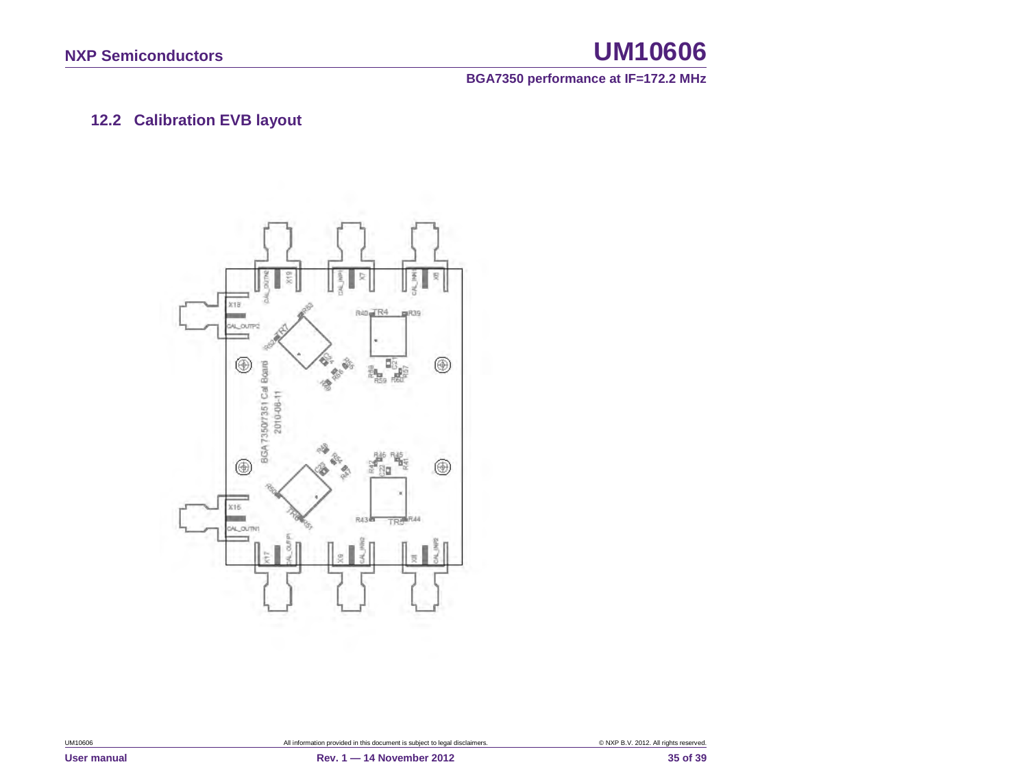### 12.2 Calibration EVB layout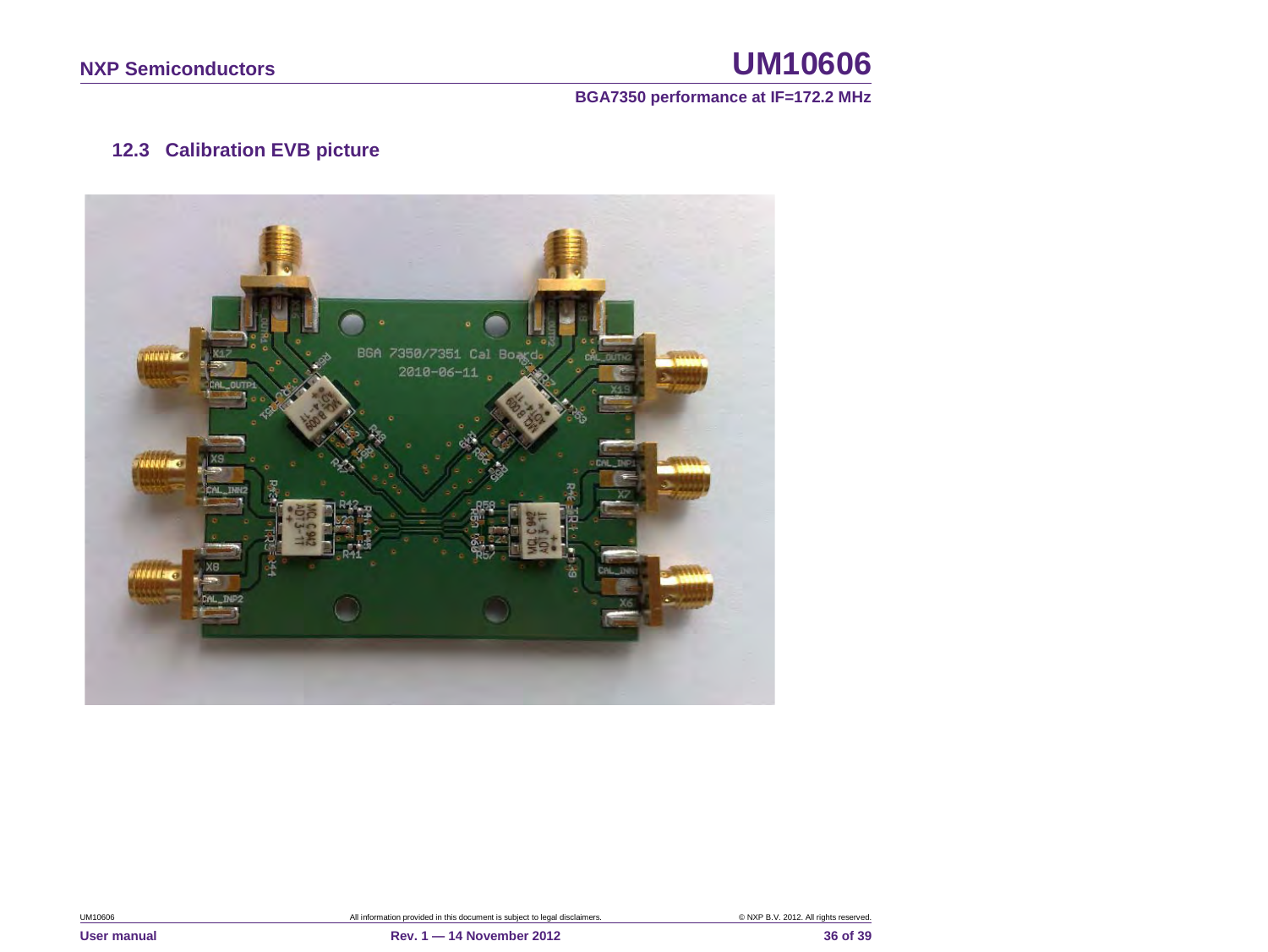### 12.3 Calibration EVB picture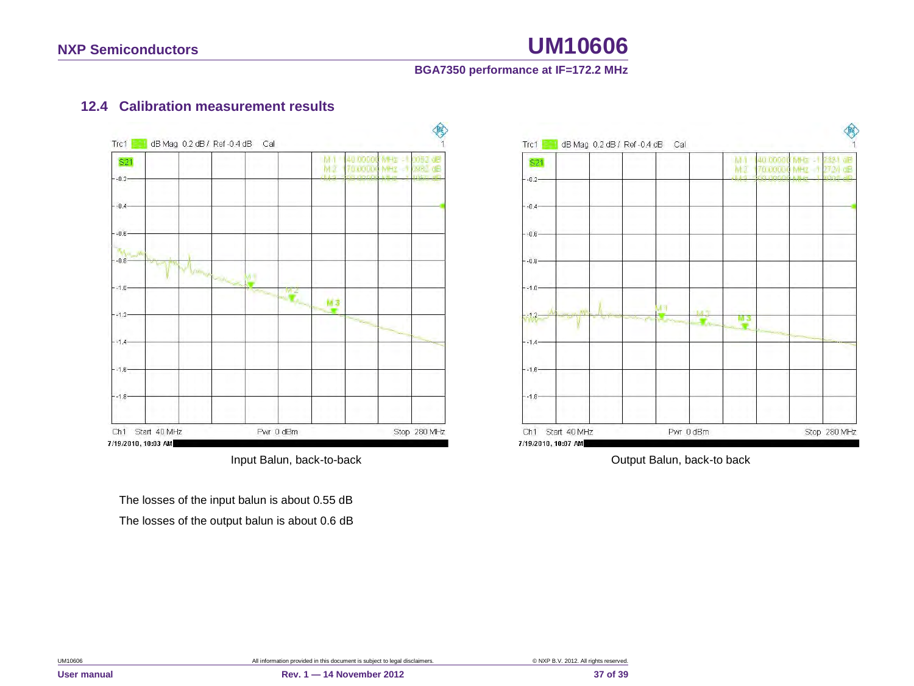## 12.4 Calibration measurement results

Input Balun, back-to-back

Output Balun, back-to back

The losses of the input balun is about 0.55 dB

The losses of the output balun is about 0.6 dB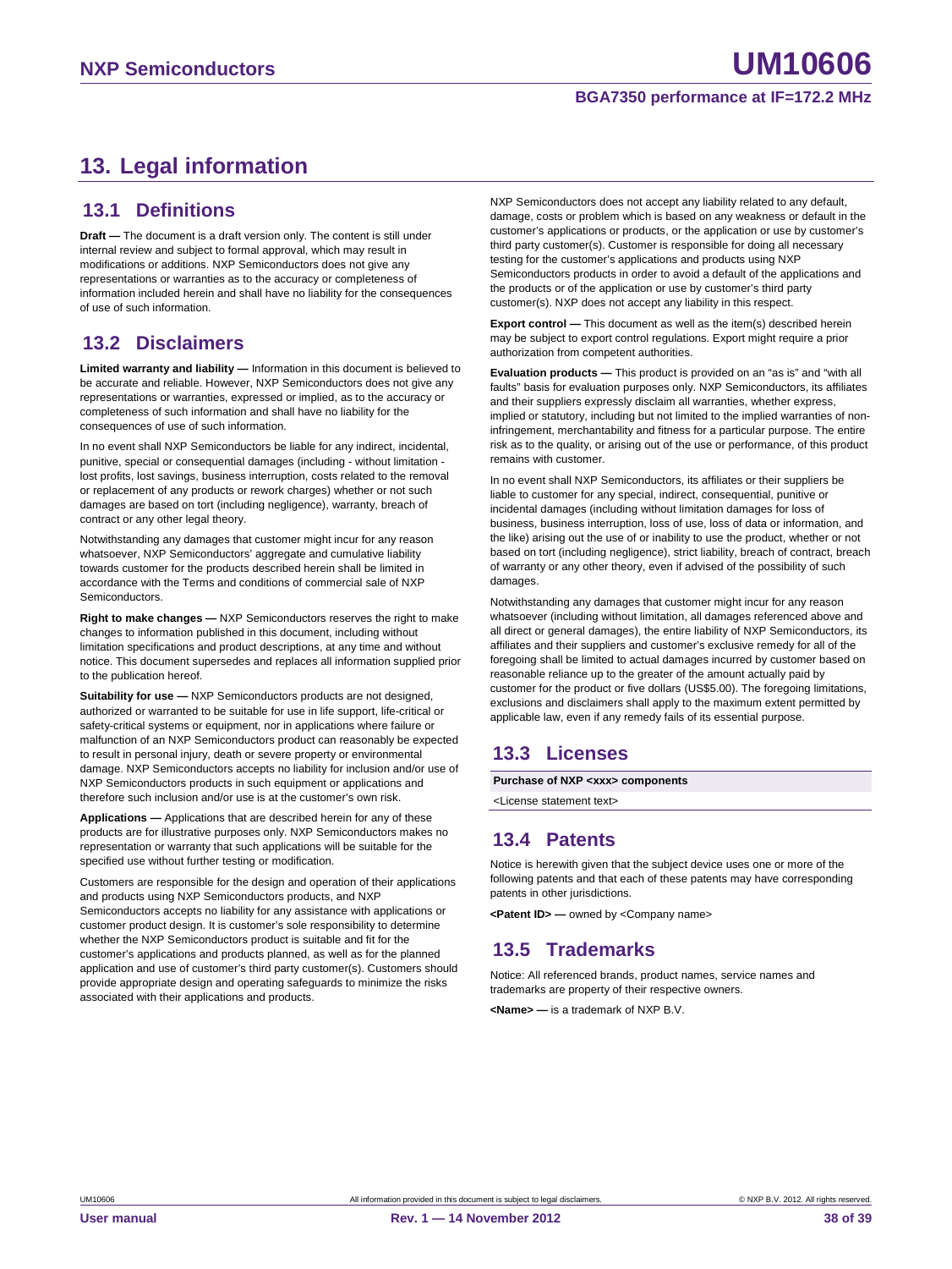# 13. Legal information

## 13.1 Definitions

**Draft —** The document is a draft version only. The content is still under internal review and subject to formal approval, which may result in modifications or additions. NXP Semiconductors does not give any representations or warranties as to the accuracy or completeness of information included herein and shall have no liability for the consequences of use of such information.

## 13.2 Disclaimers

**Limited warranty and liability —** Information in this document is believed to be accurate and reliable. However, NXP Semiconductors does not give any representations or warranties, expressed or implied, as to the accuracy or completeness of such information and shall have no liability for the consequences of use of such information.

In no event shall NXP Semiconductors be liable for any indirect, incidental, punitive, special or consequential damages (including - without limitation - lost profits, lost savings, business interruption, costs related to the removal or replacement of any products or rework charges) whether or not such damages are based on tort (including negligence), warranty, breach of contract or any other legal theory.

Notwithstanding any damages that customer might incur for any reason whatsoever, NXP Semiconductors' aggregate and cumulative liability towards customer for the products described herein shall be limited in accordance with the Terms and conditions of commercial sale of NXP Semiconductors.

**Right to make changes —** NXP Semiconductors reserves the right to make changes to information published in this document, including without limitation specifications and product descriptions, at any time and without notice. This document supersedes and replaces all information supplied prior to the publication hereof.

**Suitability for use —** NXP Semiconductors products are not designed, authorized or warranted to be suitable for use in life support, life-critical or safety-critical systems or equipment, nor in applications where failure or malfunction of an NXP Semiconductors product can reasonably be expected to result in personal injury, death or severe property or environmental damage. NXP Semiconductors accepts no liability for inclusion and/or use of NXP Semiconductors products in such equipment or applications and therefore such inclusion and/or use is at the customer's own risk.

**Applications —** Applications that are described herein for any of these products are for illustrative purposes only. NXP Semiconductors makes no representation or warranty that such applications will be suitable for the specified use without further testing or modification.

Customers are responsible for the design and operation of their applications and products using NXP Semiconductors products, and NXP Semiconductors accepts no liability for any assistance with applications or customer product design. It is customer's sole responsibility to determine whether the NXP Semiconductors product is suitable and fit for the customer's applications and products planned, as well as for the planned application and use of customer's third party customer(s). Customers should provide appropriate design and operating safeguards to minimize the risks associated with their applications and products.

NXP Semiconductors does not accept any liability related to any default, damage, costs or problem which is based on any weakness or default in the customer's applications or products, or the application or use by customer's third party customer(s). Customer is responsible for doing all necessary testing for the customer's applications and products using NXP Semiconductors products in order to avoid a default of the applications and the products or of the application or use by customer's third party customer(s). NXP does not accept any liability in this respect.

**Export control —** This document as well as the item(s) described herein may be subject to export control regulations. Export might require a prior authorization from competent authorities.

**Evaluation products —** This product is provided on an "as is" and "with all faults" basis for evaluation purposes only. NXP Semiconductors, its affiliates and their suppliers expressly disclaim all warranties, whether express, implied or statutory, including but not limited to the implied warranties of non-infringement, merchantability and fitness for a particular purpose. The entire risk as to the quality, or arising out of the use or performance, of this product remains with customer.

In no event shall NXP Semiconductors, its affiliates or their suppliers be liable to customer for any special, indirect, consequential, punitive or incidental damages (including without limitation damages for loss of business, business interruption, loss of use, loss of data or information, and the like) arising out the use of or inability to use the product, whether or not based on tort (including negligence), strict liability, breach of contract, breach of warranty or any other theory, even if advised of the possibility of such damages.

Notwithstanding any damages that customer might incur for any reason whatsoever (including without limitation, all damages referenced above and all direct or general damages), the entire liability of NXP Semiconductors, its affiliates and their suppliers and customer's exclusive remedy for all of the foregoing shall be limited to actual damages incurred by customer based on reasonable reliance up to the greater of the amount actually paid by customer for the product or five dollars (US$5.00). The foregoing limitations, exclusions and disclaimers shall apply to the maximum extent permitted by applicable law, even if any remedy fails of its essential purpose.

## 13.3 Licenses

| Purchase of NXP <xxx> components |
|---|
| <License statement text> |

## 13.4 Patents

Notice is herewith given that the subject device uses one or more of the following patents and that each of these patents may have corresponding patents in other jurisdictions.

**<Patent ID> —** owned by <Company name>

## 13.5 Trademarks

Notice: All referenced brands, product names, service names and trademarks are property of their respective owners.

**<Name> —** is a trademark of NXP B.V.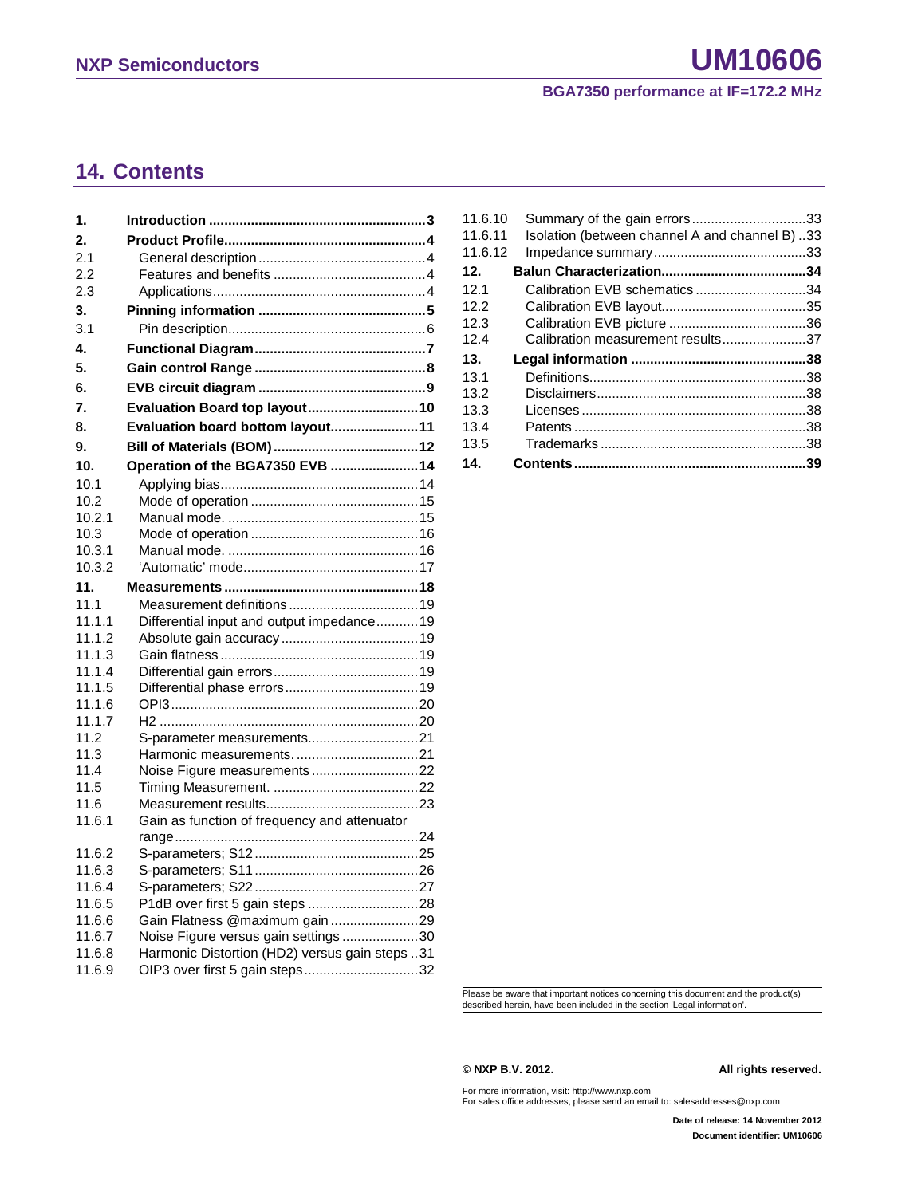## 14. Contents

| | | |
|---|---|---|
| **1.** | **Introduction** | **3** |
| **2.** | **Product Profile** | **4** |
| 2.1 | General description | 4 |
| 2.2 | Features and benefits | 4 |
| 2.3 | Applications | 4 |
| **3.** | **Pinning information** | **5** |
| 3.1 | Pin description | 6 |
| **4.** | **Functional Diagram** | **7** |
| **5.** | **Gain control Range** | **8** |
| **6.** | **EVB circuit diagram** | **9** |
| **7.** | **Evaluation Board top layout** | **10** |
| **8.** | **Evaluation board bottom layout** | **11** |
| **9.** | **Bill of Materials (BOM)** | **12** |
| **10.** | **Operation of the BGA7350 EVB** | **14** |
| 10.1 | Applying bias | 14 |
| 10.2 | Mode of operation | 15 |
| 10.2.1 | Manual mode. | 15 |
| 10.3 | Mode of operation | 16 |
| 10.3.1 | Manual mode. | 16 |
| 10.3.2 | 'Automatic' mode | 17 |
| **11.** | **Measurements** | **18** |
| 11.1 | Measurement definitions | 19 |
| 11.1.1 | Differential input and output impedance | 19 |
| 11.1.2 | Absolute gain accuracy | 19 |
| 11.1.3 | Gain flatness | 19 |
| 11.1.4 | Differential gain errors | 19 |
| 11.1.5 | Differential phase errors | 19 |
| 11.1.6 | OPI3 | 20 |
| 11.1.7 | H2 | 20 |
| 11.2 | S-parameter measurements | 21 |
| 11.3 | Harmonic measurements. | 21 |
| 11.4 | Noise Figure measurements | 22 |
| 11.5 | Timing Measurement. | 22 |
| 11.6 | Measurement results | 23 |
| 11.6.1 | Gain as function of frequency and attenuator range | 24 |
| 11.6.2 | S-parameters; S12 | 25 |
| 11.6.3 | S-parameters; S11 | 26 |
| 11.6.4 | S-parameters; S22 | 27 |
| 11.6.5 | P1dB over first 5 gain steps | 28 |
| 11.6.6 | Gain Flatness @maximum gain | 29 |
| 11.6.7 | Noise Figure versus gain settings | 30 |
| 11.6.8 | Harmonic Distortion (HD2) versus gain steps | 31 |
| 11.6.9 | OIP3 over first 5 gain steps | 32 |
| 11.6.10 | Summary of the gain errors | 33 |
| 11.6.11 | Isolation (between channel A and channel B) | 33 |
| 11.6.12 | Impedance summary | 33 |
| **12.** | **Balun Characterization** | **34** |
| 12.1 | Calibration EVB schematics | 34 |
| 12.2 | Calibration EVB layout | 35 |
| 12.3 | Calibration EVB picture | 36 |
| 12.4 | Calibration measurement results | 37 |
| **13.** | **Legal information** | **38** |
| 13.1 | Definitions | 38 |
| 13.2 | Disclaimers | 38 |
| 13.3 | Licenses | 38 |
| 13.4 | Patents | 38 |
| 13.5 | Trademarks | 38 |
| **14.** | **Contents** | **39** |

Please be aware that important notices concerning this document and the product(s) described herein, have been included in the section 'Legal information'.

**© NXP B.V. 2012. All rights reserved.**

For more information, visit: http://www.nxp.com
For sales office addresses, please send an email to: salesaddresses@nxp.com

**Date of release: 14 November 2012**
**Document identifier: UM10606**